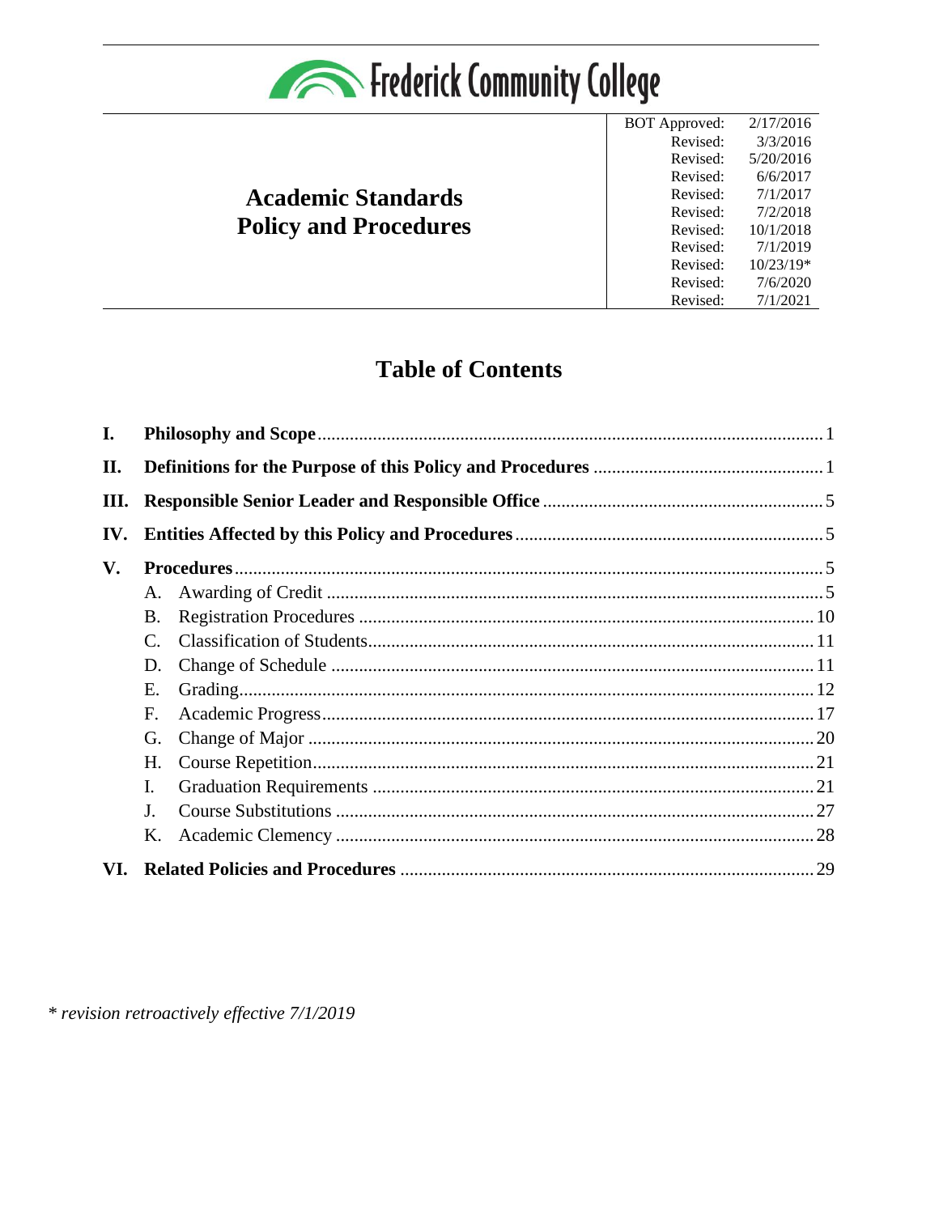# Frederick Community College

## Academic Standards Policy and Procedures

| | |
|---|---|
| BOT Approved: | 2/17/2016 |
| Revised: | 3/3/2016 |
| Revised: | 5/20/2016 |
| Revised: | 6/6/2017 |
| Revised: | 7/1/2017 |
| Revised: | 7/2/2018 |
| Revised: | 10/1/2018 |
| Revised: | 7/1/2019 |
| Revised: | 10/23/19* |
| Revised: | 7/6/2020 |
| Revised: | 7/1/2021 |

## Table of Contents

**I. Philosophy and Scope** .......... 1

**II. Definitions for the Purpose of this Policy and Procedures** .......... 1

**III. Responsible Senior Leader and Responsible Office** .......... 5

**IV. Entities Affected by this Policy and Procedures** .......... 5

**V. Procedures** .......... 5

- A. Awarding of Credit .......... 5
- B. Registration Procedures .......... 10
- C. Classification of Students .......... 11
- D. Change of Schedule .......... 11
- E. Grading .......... 12
- F. Academic Progress .......... 17
- G. Change of Major .......... 20
- H. Course Repetition .......... 21
- I. Graduation Requirements .......... 21
- J. Course Substitutions .......... 27
- K. Academic Clemency .......... 28

**VI. Related Policies and Procedures** .......... 29

*\* revision retroactively effective 7/1/2019*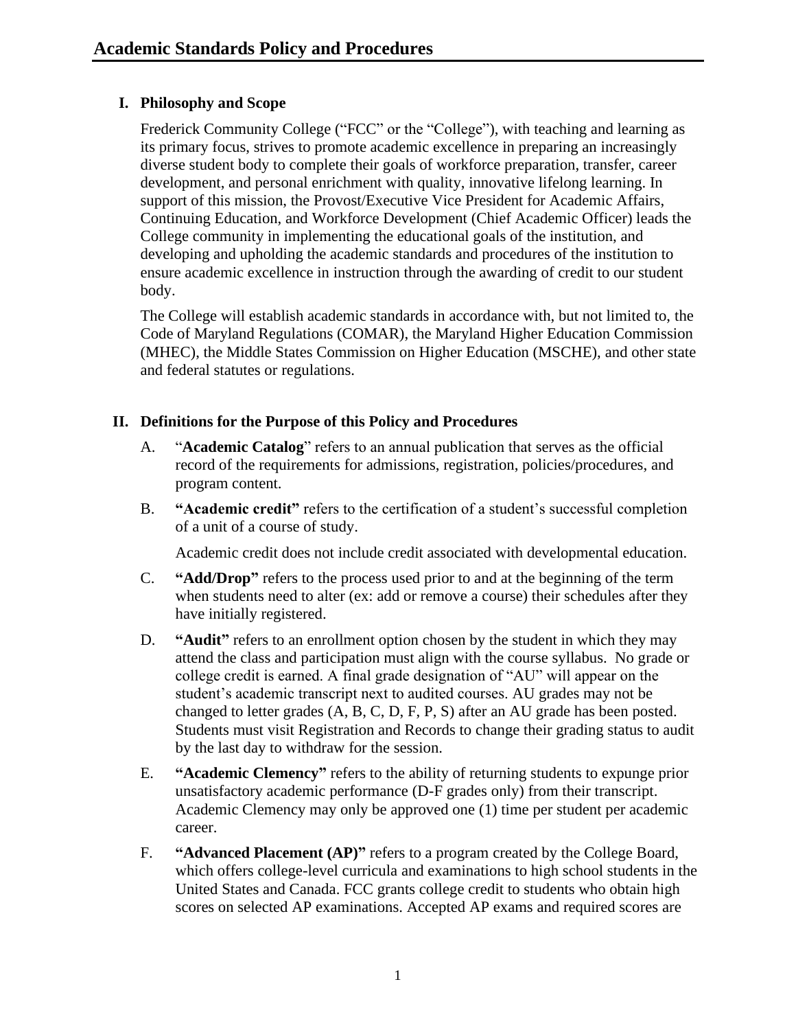# Academic Standards Policy and Procedures

## I. Philosophy and Scope

Frederick Community College ("FCC" or the "College"), with teaching and learning as its primary focus, strives to promote academic excellence in preparing an increasingly diverse student body to complete their goals of workforce preparation, transfer, career development, and personal enrichment with quality, innovative lifelong learning. In support of this mission, the Provost/Executive Vice President for Academic Affairs, Continuing Education, and Workforce Development (Chief Academic Officer) leads the College community in implementing the educational goals of the institution, and developing and upholding the academic standards and procedures of the institution to ensure academic excellence in instruction through the awarding of credit to our student body.

The College will establish academic standards in accordance with, but not limited to, the Code of Maryland Regulations (COMAR), the Maryland Higher Education Commission (MHEC), the Middle States Commission on Higher Education (MSCHE), and other state and federal statutes or regulations.

## II. Definitions for the Purpose of this Policy and Procedures

A. "**Academic Catalog**" refers to an annual publication that serves as the official record of the requirements for admissions, registration, policies/procedures, and program content.

B. **"Academic credit"** refers to the certification of a student's successful completion of a unit of a course of study.

Academic credit does not include credit associated with developmental education.

C. **"Add/Drop"** refers to the process used prior to and at the beginning of the term when students need to alter (ex: add or remove a course) their schedules after they have initially registered.

D. **"Audit"** refers to an enrollment option chosen by the student in which they may attend the class and participation must align with the course syllabus. No grade or college credit is earned. A final grade designation of "AU" will appear on the student's academic transcript next to audited courses. AU grades may not be changed to letter grades (A, B, C, D, F, P, S) after an AU grade has been posted. Students must visit Registration and Records to change their grading status to audit by the last day to withdraw for the session.

E. **"Academic Clemency"** refers to the ability of returning students to expunge prior unsatisfactory academic performance (D-F grades only) from their transcript. Academic Clemency may only be approved one (1) time per student per academic career.

F. **"Advanced Placement (AP)"** refers to a program created by the College Board, which offers college-level curricula and examinations to high school students in the United States and Canada. FCC grants college credit to students who obtain high scores on selected AP examinations. Accepted AP exams and required scores are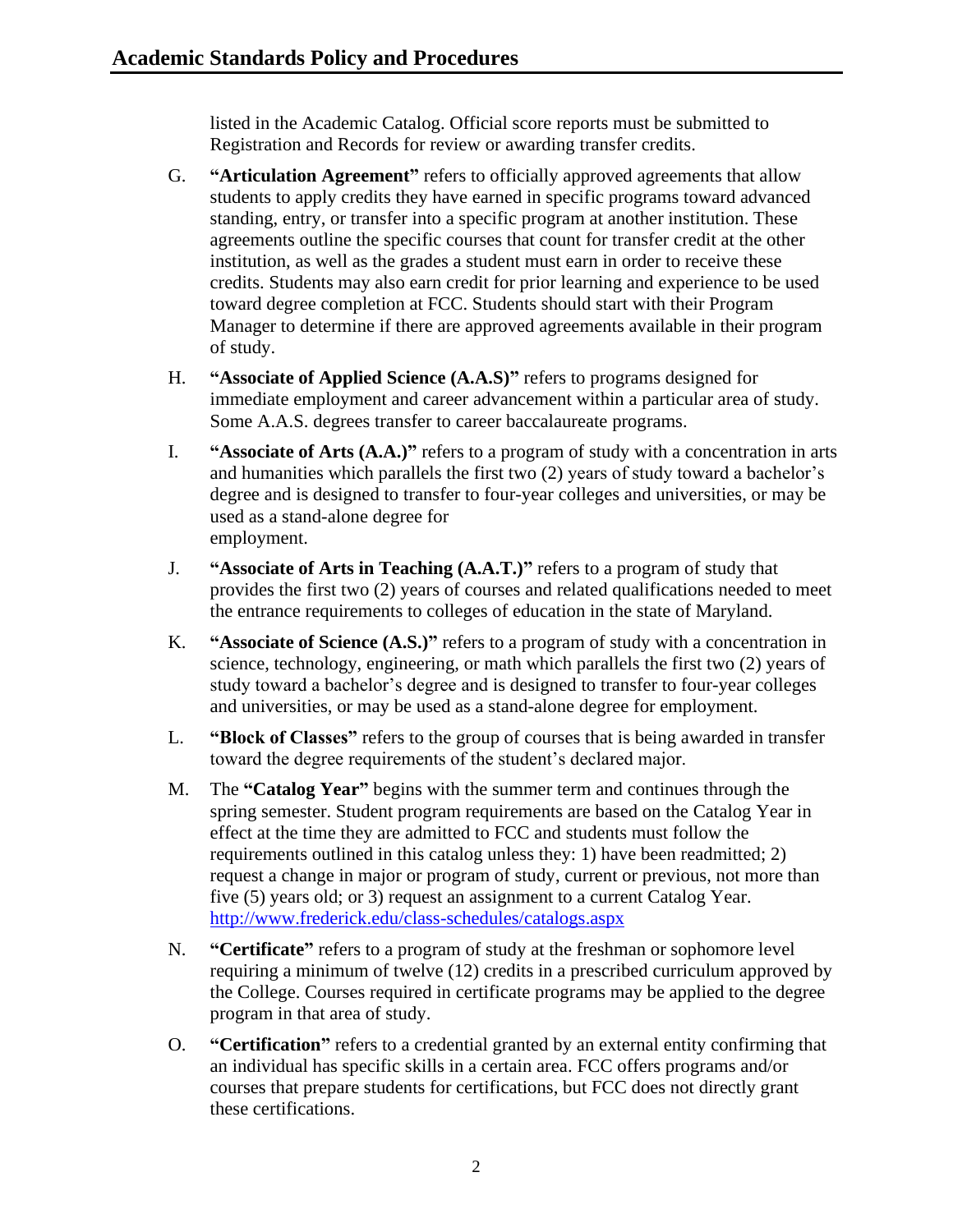listed in the Academic Catalog. Official score reports must be submitted to Registration and Records for review or awarding transfer credits.

G. **"Articulation Agreement"** refers to officially approved agreements that allow students to apply credits they have earned in specific programs toward advanced standing, entry, or transfer into a specific program at another institution. These agreements outline the specific courses that count for transfer credit at the other institution, as well as the grades a student must earn in order to receive these credits. Students may also earn credit for prior learning and experience to be used toward degree completion at FCC. Students should start with their Program Manager to determine if there are approved agreements available in their program of study.

H. **"Associate of Applied Science (A.A.S)"** refers to programs designed for immediate employment and career advancement within a particular area of study. Some A.A.S. degrees transfer to career baccalaureate programs.

I. **"Associate of Arts (A.A.)"** refers to a program of study with a concentration in arts and humanities which parallels the first two (2) years of study toward a bachelor's degree and is designed to transfer to four-year colleges and universities, or may be used as a stand-alone degree for employment.

J. **"Associate of Arts in Teaching (A.A.T.)"** refers to a program of study that provides the first two (2) years of courses and related qualifications needed to meet the entrance requirements to colleges of education in the state of Maryland.

K. **"Associate of Science (A.S.)"** refers to a program of study with a concentration in science, technology, engineering, or math which parallels the first two (2) years of study toward a bachelor's degree and is designed to transfer to four-year colleges and universities, or may be used as a stand-alone degree for employment.

L. **"Block of Classes"** refers to the group of courses that is being awarded in transfer toward the degree requirements of the student's declared major.

M. The **"Catalog Year"** begins with the summer term and continues through the spring semester. Student program requirements are based on the Catalog Year in effect at the time they are admitted to FCC and students must follow the requirements outlined in this catalog unless they: 1) have been readmitted; 2) request a change in major or program of study, current or previous, not more than five (5) years old; or 3) request an assignment to a current Catalog Year. http://www.frederick.edu/class-schedules/catalogs.aspx

N. **"Certificate"** refers to a program of study at the freshman or sophomore level requiring a minimum of twelve (12) credits in a prescribed curriculum approved by the College. Courses required in certificate programs may be applied to the degree program in that area of study.

O. **"Certification"** refers to a credential granted by an external entity confirming that an individual has specific skills in a certain area. FCC offers programs and/or courses that prepare students for certifications, but FCC does not directly grant these certifications.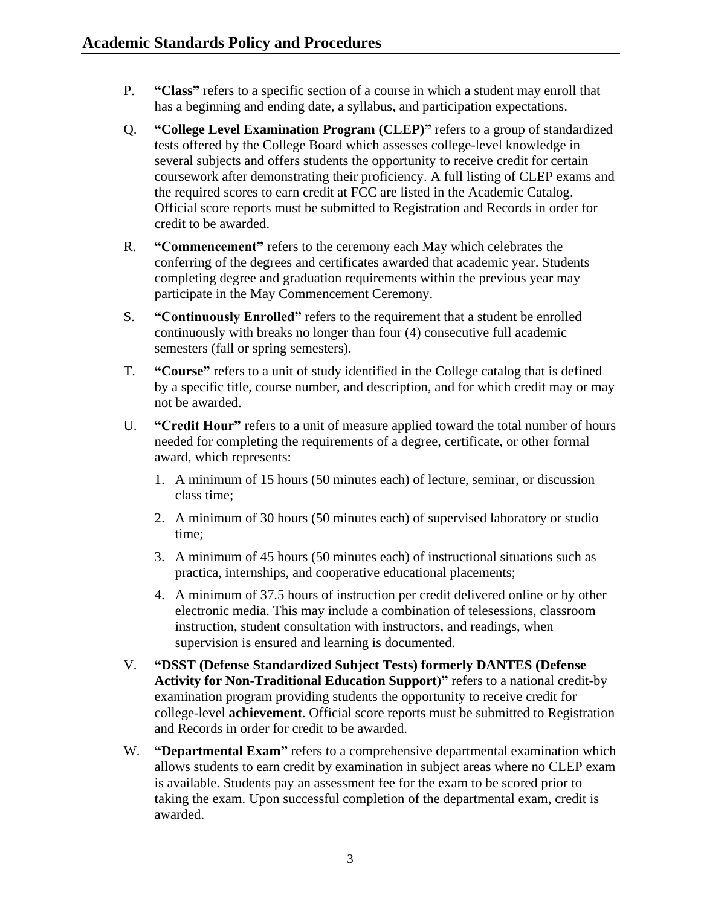P. **"Class"** refers to a specific section of a course in which a student may enroll that has a beginning and ending date, a syllabus, and participation expectations.

Q. **"College Level Examination Program (CLEP)"** refers to a group of standardized tests offered by the College Board which assesses college-level knowledge in several subjects and offers students the opportunity to receive credit for certain coursework after demonstrating their proficiency. A full listing of CLEP exams and the required scores to earn credit at FCC are listed in the Academic Catalog. Official score reports must be submitted to Registration and Records in order for credit to be awarded.

R. **"Commencement"** refers to the ceremony each May which celebrates the conferring of the degrees and certificates awarded that academic year. Students completing degree and graduation requirements within the previous year may participate in the May Commencement Ceremony.

S. **"Continuously Enrolled"** refers to the requirement that a student be enrolled continuously with breaks no longer than four (4) consecutive full academic semesters (fall or spring semesters).

T. **"Course"** refers to a unit of study identified in the College catalog that is defined by a specific title, course number, and description, and for which credit may or may not be awarded.

U. **"Credit Hour"** refers to a unit of measure applied toward the total number of hours needed for completing the requirements of a degree, certificate, or other formal award, which represents:

1. A minimum of 15 hours (50 minutes each) of lecture, seminar, or discussion class time;
2. A minimum of 30 hours (50 minutes each) of supervised laboratory or studio time;
3. A minimum of 45 hours (50 minutes each) of instructional situations such as practica, internships, and cooperative educational placements;
4. A minimum of 37.5 hours of instruction per credit delivered online or by other electronic media. This may include a combination of telesessions, classroom instruction, student consultation with instructors, and readings, when supervision is ensured and learning is documented.

V. **"DSST (Defense Standardized Subject Tests) formerly DANTES (Defense Activity for Non-Traditional Education Support)"** refers to a national credit-by examination program providing students the opportunity to receive credit for college-level **achievement**. Official score reports must be submitted to Registration and Records in order for credit to be awarded.

W. **"Departmental Exam"** refers to a comprehensive departmental examination which allows students to earn credit by examination in subject areas where no CLEP exam is available. Students pay an assessment fee for the exam to be scored prior to taking the exam. Upon successful completion of the departmental exam, credit is awarded.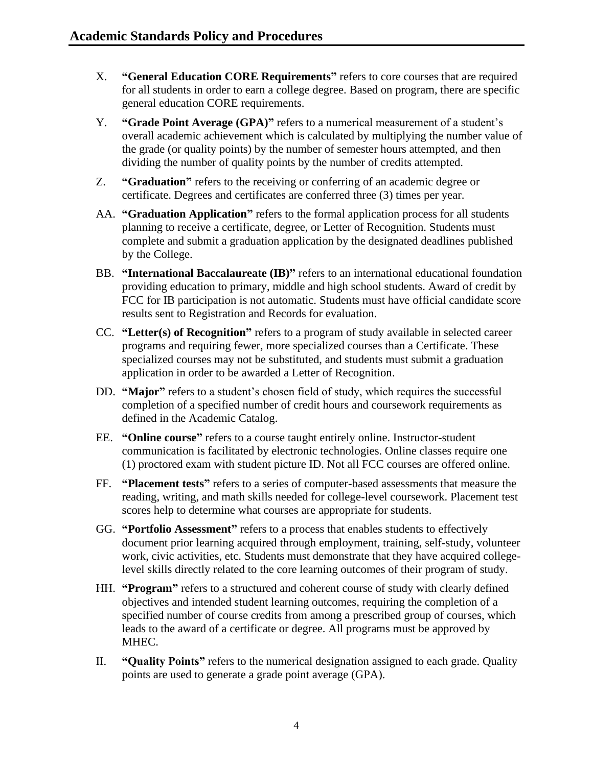X. **"General Education CORE Requirements"** refers to core courses that are required for all students in order to earn a college degree. Based on program, there are specific general education CORE requirements.

Y. **"Grade Point Average (GPA)"** refers to a numerical measurement of a student's overall academic achievement which is calculated by multiplying the number value of the grade (or quality points) by the number of semester hours attempted, and then dividing the number of quality points by the number of credits attempted.

Z. **"Graduation"** refers to the receiving or conferring of an academic degree or certificate. Degrees and certificates are conferred three (3) times per year.

AA. **"Graduation Application"** refers to the formal application process for all students planning to receive a certificate, degree, or Letter of Recognition. Students must complete and submit a graduation application by the designated deadlines published by the College.

BB. **"International Baccalaureate (IB)"** refers to an international educational foundation providing education to primary, middle and high school students. Award of credit by FCC for IB participation is not automatic. Students must have official candidate score results sent to Registration and Records for evaluation.

CC. **"Letter(s) of Recognition"** refers to a program of study available in selected career programs and requiring fewer, more specialized courses than a Certificate. These specialized courses may not be substituted, and students must submit a graduation application in order to be awarded a Letter of Recognition.

DD. **"Major"** refers to a student's chosen field of study, which requires the successful completion of a specified number of credit hours and coursework requirements as defined in the Academic Catalog.

EE. **"Online course"** refers to a course taught entirely online. Instructor-student communication is facilitated by electronic technologies. Online classes require one (1) proctored exam with student picture ID. Not all FCC courses are offered online.

FF. **"Placement tests"** refers to a series of computer-based assessments that measure the reading, writing, and math skills needed for college-level coursework. Placement test scores help to determine what courses are appropriate for students.

GG. **"Portfolio Assessment"** refers to a process that enables students to effectively document prior learning acquired through employment, training, self-study, volunteer work, civic activities, etc. Students must demonstrate that they have acquired college-level skills directly related to the core learning outcomes of their program of study.

HH. **"Program"** refers to a structured and coherent course of study with clearly defined objectives and intended student learning outcomes, requiring the completion of a specified number of course credits from among a prescribed group of courses, which leads to the award of a certificate or degree. All programs must be approved by MHEC.

II. **"Quality Points"** refers to the numerical designation assigned to each grade. Quality points are used to generate a grade point average (GPA).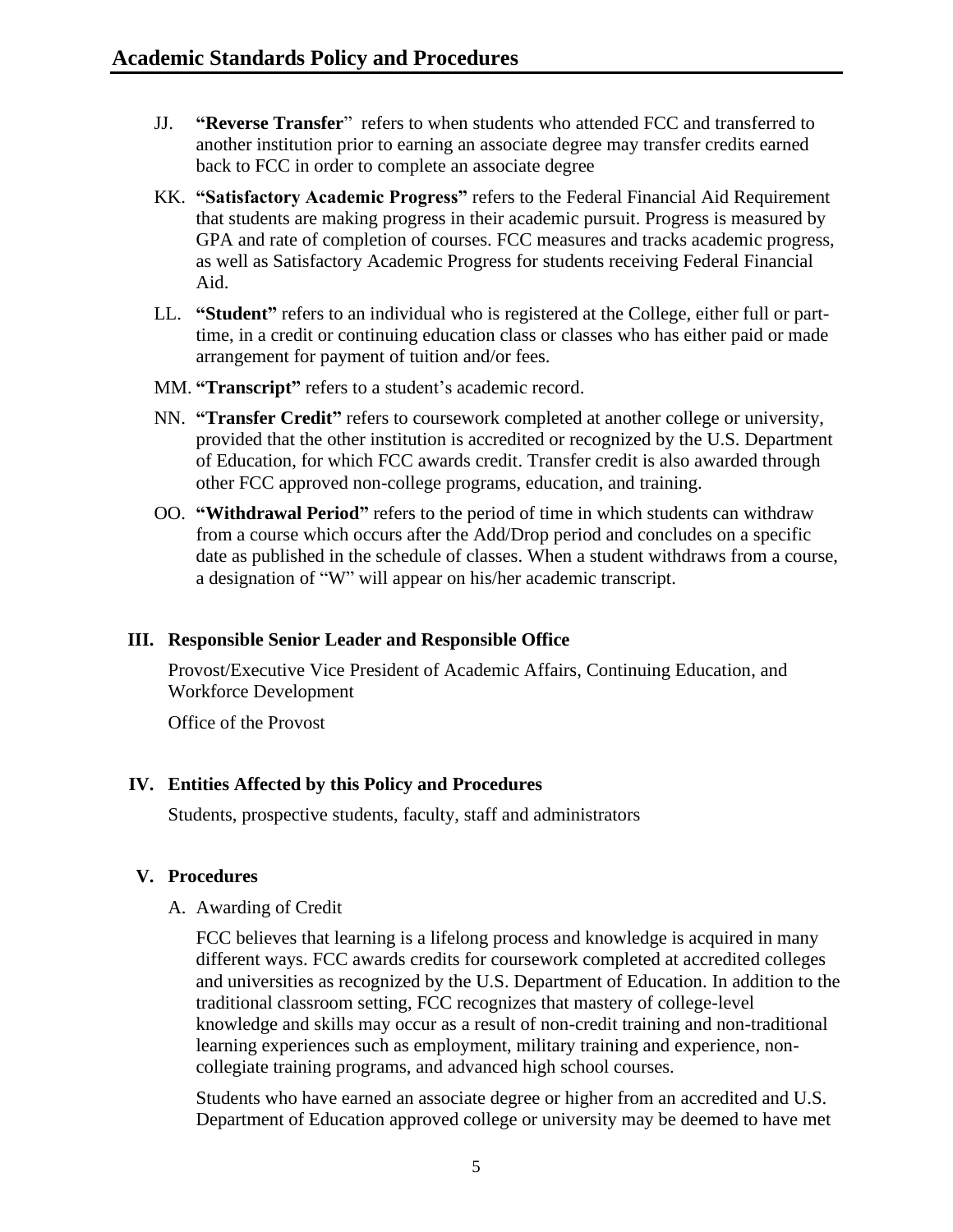JJ. **"Reverse Transfer"** refers to when students who attended FCC and transferred to another institution prior to earning an associate degree may transfer credits earned back to FCC in order to complete an associate degree

KK. **"Satisfactory Academic Progress"** refers to the Federal Financial Aid Requirement that students are making progress in their academic pursuit. Progress is measured by GPA and rate of completion of courses. FCC measures and tracks academic progress, as well as Satisfactory Academic Progress for students receiving Federal Financial Aid.

LL. **"Student"** refers to an individual who is registered at the College, either full or part-time, in a credit or continuing education class or classes who has either paid or made arrangement for payment of tuition and/or fees.

MM. **"Transcript"** refers to a student's academic record.

NN. **"Transfer Credit"** refers to coursework completed at another college or university, provided that the other institution is accredited or recognized by the U.S. Department of Education, for which FCC awards credit. Transfer credit is also awarded through other FCC approved non-college programs, education, and training.

OO. **"Withdrawal Period"** refers to the period of time in which students can withdraw from a course which occurs after the Add/Drop period and concludes on a specific date as published in the schedule of classes. When a student withdraws from a course, a designation of "W" will appear on his/her academic transcript.

## III. Responsible Senior Leader and Responsible Office

Provost/Executive Vice President of Academic Affairs, Continuing Education, and Workforce Development

Office of the Provost

## IV. Entities Affected by this Policy and Procedures

Students, prospective students, faculty, staff and administrators

## V. Procedures

A. Awarding of Credit

FCC believes that learning is a lifelong process and knowledge is acquired in many different ways. FCC awards credits for coursework completed at accredited colleges and universities as recognized by the U.S. Department of Education. In addition to the traditional classroom setting, FCC recognizes that mastery of college-level knowledge and skills may occur as a result of non-credit training and non-traditional learning experiences such as employment, military training and experience, non-collegiate training programs, and advanced high school courses.

Students who have earned an associate degree or higher from an accredited and U.S. Department of Education approved college or university may be deemed to have met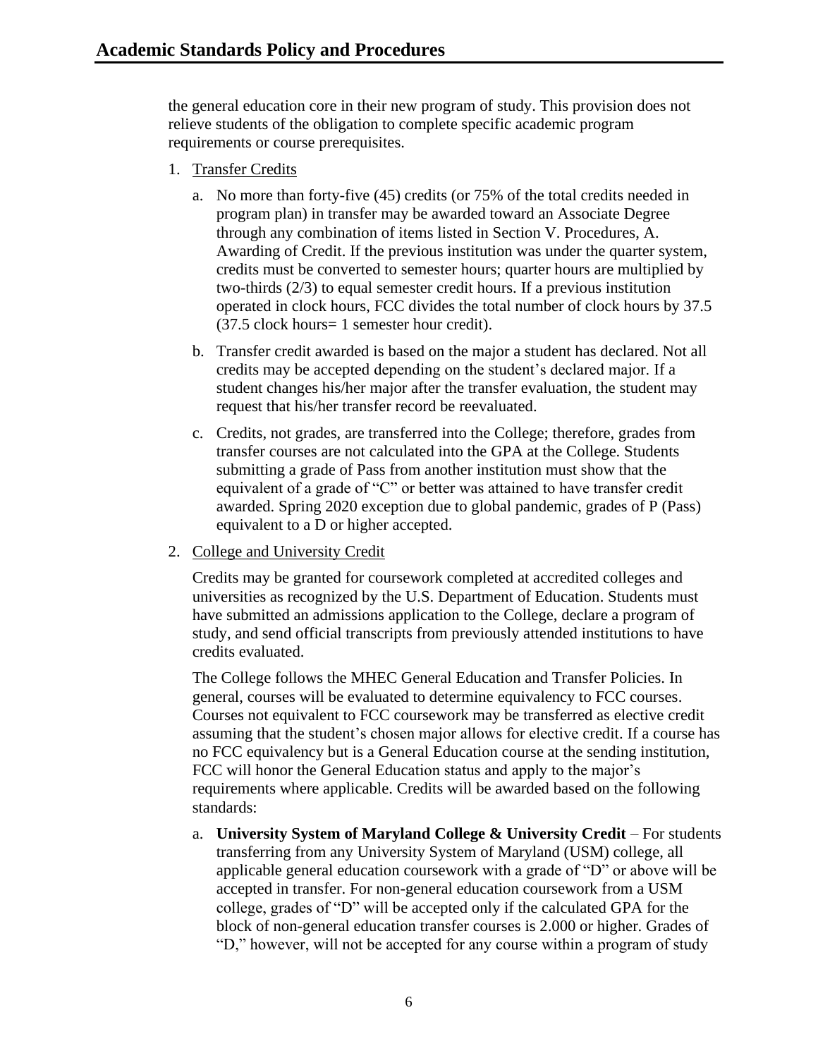the general education core in their new program of study. This provision does not relieve students of the obligation to complete specific academic program requirements or course prerequisites.

1. Transfer Credits

   a. No more than forty-five (45) credits (or 75% of the total credits needed in program plan) in transfer may be awarded toward an Associate Degree through any combination of items listed in Section V. Procedures, A. Awarding of Credit. If the previous institution was under the quarter system, credits must be converted to semester hours; quarter hours are multiplied by two-thirds (2/3) to equal semester credit hours. If a previous institution operated in clock hours, FCC divides the total number of clock hours by 37.5 (37.5 clock hours= 1 semester hour credit).

   b. Transfer credit awarded is based on the major a student has declared. Not all credits may be accepted depending on the student's declared major. If a student changes his/her major after the transfer evaluation, the student may request that his/her transfer record be reevaluated.

   c. Credits, not grades, are transferred into the College; therefore, grades from transfer courses are not calculated into the GPA at the College. Students submitting a grade of Pass from another institution must show that the equivalent of a grade of "C" or better was attained to have transfer credit awarded. Spring 2020 exception due to global pandemic, grades of P (Pass) equivalent to a D or higher accepted.

2. College and University Credit

   Credits may be granted for coursework completed at accredited colleges and universities as recognized by the U.S. Department of Education. Students must have submitted an admissions application to the College, declare a program of study, and send official transcripts from previously attended institutions to have credits evaluated.

   The College follows the MHEC General Education and Transfer Policies. In general, courses will be evaluated to determine equivalency to FCC courses. Courses not equivalent to FCC coursework may be transferred as elective credit assuming that the student's chosen major allows for elective credit. If a course has no FCC equivalency but is a General Education course at the sending institution, FCC will honor the General Education status and apply to the major's requirements where applicable. Credits will be awarded based on the following standards:

   a. **University System of Maryland College & University Credit** – For students transferring from any University System of Maryland (USM) college, all applicable general education coursework with a grade of "D" or above will be accepted in transfer. For non-general education coursework from a USM college, grades of "D" will be accepted only if the calculated GPA for the block of non-general education transfer courses is 2.000 or higher. Grades of "D," however, will not be accepted for any course within a program of study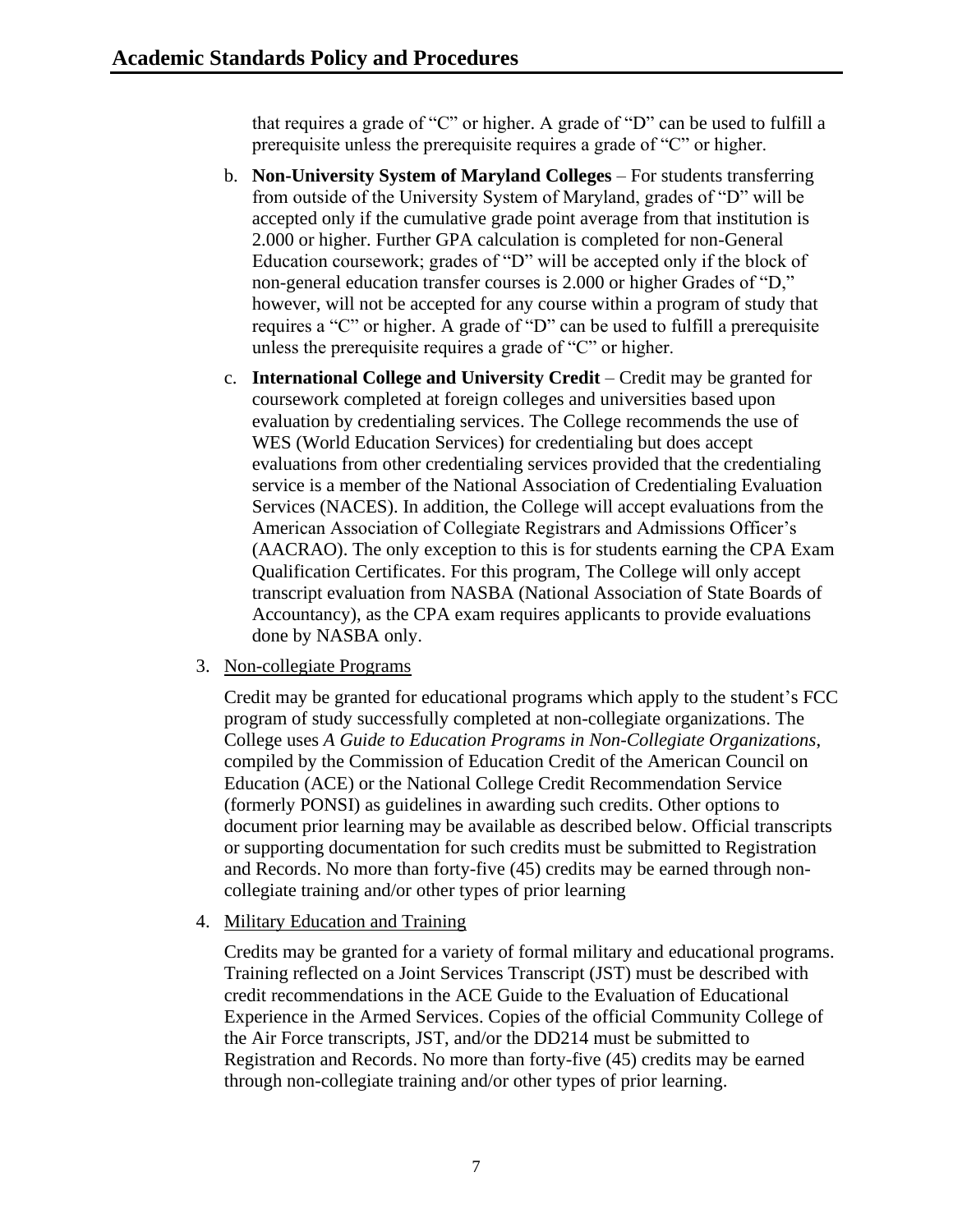that requires a grade of "C" or higher. A grade of "D" can be used to fulfill a prerequisite unless the prerequisite requires a grade of "C" or higher.

b. **Non-University System of Maryland Colleges** – For students transferring from outside of the University System of Maryland, grades of "D" will be accepted only if the cumulative grade point average from that institution is 2.000 or higher. Further GPA calculation is completed for non-General Education coursework; grades of "D" will be accepted only if the block of non-general education transfer courses is 2.000 or higher Grades of "D," however, will not be accepted for any course within a program of study that requires a "C" or higher. A grade of "D" can be used to fulfill a prerequisite unless the prerequisite requires a grade of "C" or higher.

c. **International College and University Credit** – Credit may be granted for coursework completed at foreign colleges and universities based upon evaluation by credentialing services. The College recommends the use of WES (World Education Services) for credentialing but does accept evaluations from other credentialing services provided that the credentialing service is a member of the National Association of Credentialing Evaluation Services (NACES). In addition, the College will accept evaluations from the American Association of Collegiate Registrars and Admissions Officer's (AACRAO). The only exception to this is for students earning the CPA Exam Qualification Certificates. For this program, The College will only accept transcript evaluation from NASBA (National Association of State Boards of Accountancy), as the CPA exam requires applicants to provide evaluations done by NASBA only.

3. Non-collegiate Programs

   Credit may be granted for educational programs which apply to the student's FCC program of study successfully completed at non-collegiate organizations. The College uses *A Guide to Education Programs in Non-Collegiate Organizations*, compiled by the Commission of Education Credit of the American Council on Education (ACE) or the National College Credit Recommendation Service (formerly PONSI) as guidelines in awarding such credits. Other options to document prior learning may be available as described below. Official transcripts or supporting documentation for such credits must be submitted to Registration and Records. No more than forty-five (45) credits may be earned through non-collegiate training and/or other types of prior learning

4. Military Education and Training

   Credits may be granted for a variety of formal military and educational programs. Training reflected on a Joint Services Transcript (JST) must be described with credit recommendations in the ACE Guide to the Evaluation of Educational Experience in the Armed Services. Copies of the official Community College of the Air Force transcripts, JST, and/or the DD214 must be submitted to Registration and Records. No more than forty-five (45) credits may be earned through non-collegiate training and/or other types of prior learning.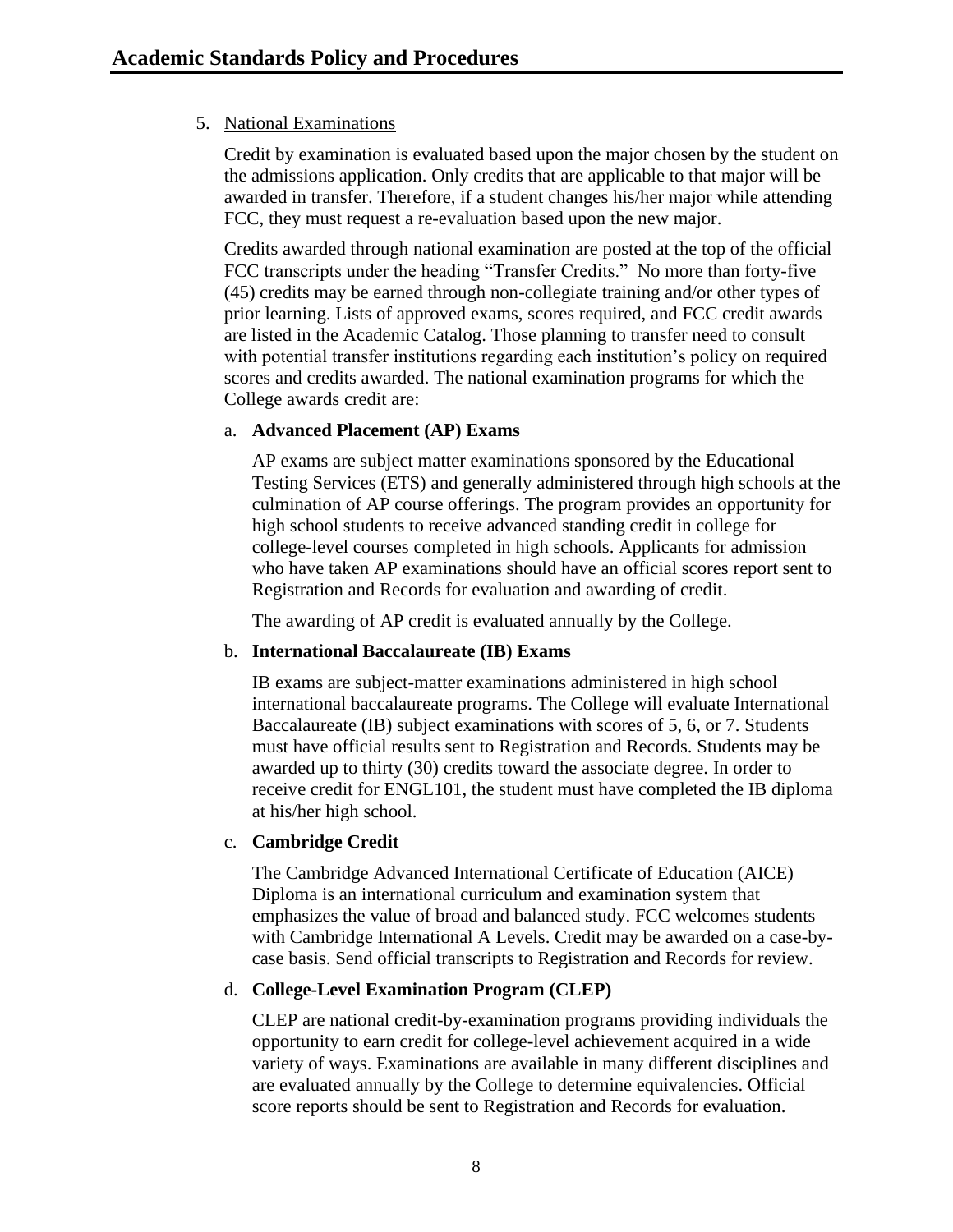5. National Examinations

   Credit by examination is evaluated based upon the major chosen by the student on the admissions application. Only credits that are applicable to that major will be awarded in transfer. Therefore, if a student changes his/her major while attending FCC, they must request a re-evaluation based upon the new major.

   Credits awarded through national examination are posted at the top of the official FCC transcripts under the heading "Transfer Credits." No more than forty-five (45) credits may be earned through non-collegiate training and/or other types of prior learning. Lists of approved exams, scores required, and FCC credit awards are listed in the Academic Catalog. Those planning to transfer need to consult with potential transfer institutions regarding each institution's policy on required scores and credits awarded. The national examination programs for which the College awards credit are:

   a. **Advanced Placement (AP) Exams**

      AP exams are subject matter examinations sponsored by the Educational Testing Services (ETS) and generally administered through high schools at the culmination of AP course offerings. The program provides an opportunity for high school students to receive advanced standing credit in college for college-level courses completed in high schools. Applicants for admission who have taken AP examinations should have an official scores report sent to Registration and Records for evaluation and awarding of credit.

      The awarding of AP credit is evaluated annually by the College.

   b. **International Baccalaureate (IB) Exams**

      IB exams are subject-matter examinations administered in high school international baccalaureate programs. The College will evaluate International Baccalaureate (IB) subject examinations with scores of 5, 6, or 7. Students must have official results sent to Registration and Records. Students may be awarded up to thirty (30) credits toward the associate degree. In order to receive credit for ENGL101, the student must have completed the IB diploma at his/her high school.

   c. **Cambridge Credit**

      The Cambridge Advanced International Certificate of Education (AICE) Diploma is an international curriculum and examination system that emphasizes the value of broad and balanced study. FCC welcomes students with Cambridge International A Levels. Credit may be awarded on a case-by-case basis. Send official transcripts to Registration and Records for review.

   d. **College-Level Examination Program (CLEP)**

      CLEP are national credit-by-examination programs providing individuals the opportunity to earn credit for college-level achievement acquired in a wide variety of ways. Examinations are available in many different disciplines and are evaluated annually by the College to determine equivalencies. Official score reports should be sent to Registration and Records for evaluation.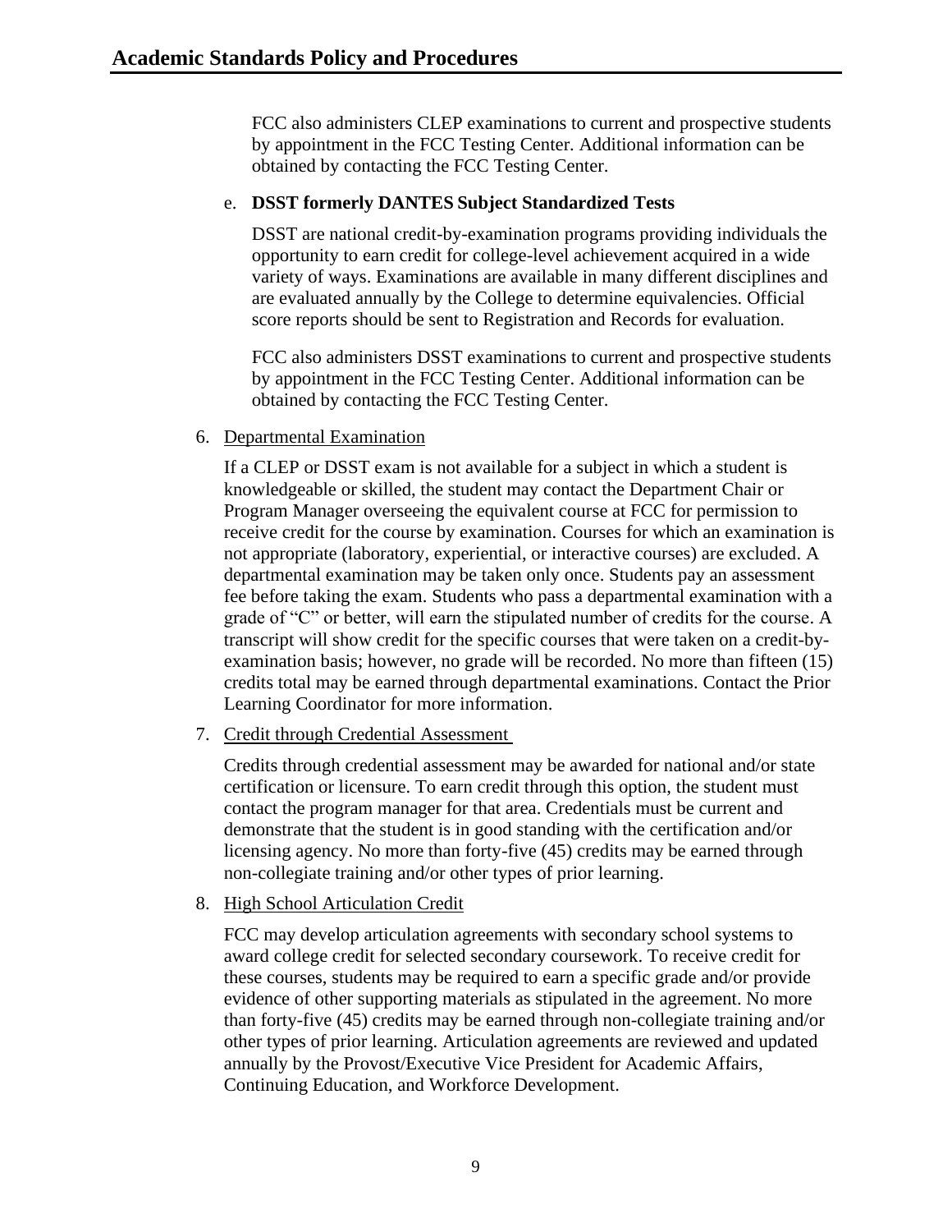FCC also administers CLEP examinations to current and prospective students by appointment in the FCC Testing Center. Additional information can be obtained by contacting the FCC Testing Center.

e. **DSST formerly DANTES Subject Standardized Tests**

DSST are national credit-by-examination programs providing individuals the opportunity to earn credit for college-level achievement acquired in a wide variety of ways. Examinations are available in many different disciplines and are evaluated annually by the College to determine equivalencies. Official score reports should be sent to Registration and Records for evaluation.

FCC also administers DSST examinations to current and prospective students by appointment in the FCC Testing Center. Additional information can be obtained by contacting the FCC Testing Center.

6. Departmental Examination

If a CLEP or DSST exam is not available for a subject in which a student is knowledgeable or skilled, the student may contact the Department Chair or Program Manager overseeing the equivalent course at FCC for permission to receive credit for the course by examination. Courses for which an examination is not appropriate (laboratory, experiential, or interactive courses) are excluded. A departmental examination may be taken only once. Students pay an assessment fee before taking the exam. Students who pass a departmental examination with a grade of "C" or better, will earn the stipulated number of credits for the course. A transcript will show credit for the specific courses that were taken on a credit-by-examination basis; however, no grade will be recorded. No more than fifteen (15) credits total may be earned through departmental examinations. Contact the Prior Learning Coordinator for more information.

7. Credit through Credential Assessment

Credits through credential assessment may be awarded for national and/or state certification or licensure. To earn credit through this option, the student must contact the program manager for that area. Credentials must be current and demonstrate that the student is in good standing with the certification and/or licensing agency. No more than forty-five (45) credits may be earned through non-collegiate training and/or other types of prior learning.

8. High School Articulation Credit

FCC may develop articulation agreements with secondary school systems to award college credit for selected secondary coursework. To receive credit for these courses, students may be required to earn a specific grade and/or provide evidence of other supporting materials as stipulated in the agreement. No more than forty-five (45) credits may be earned through non-collegiate training and/or other types of prior learning. Articulation agreements are reviewed and updated annually by the Provost/Executive Vice President for Academic Affairs, Continuing Education, and Workforce Development.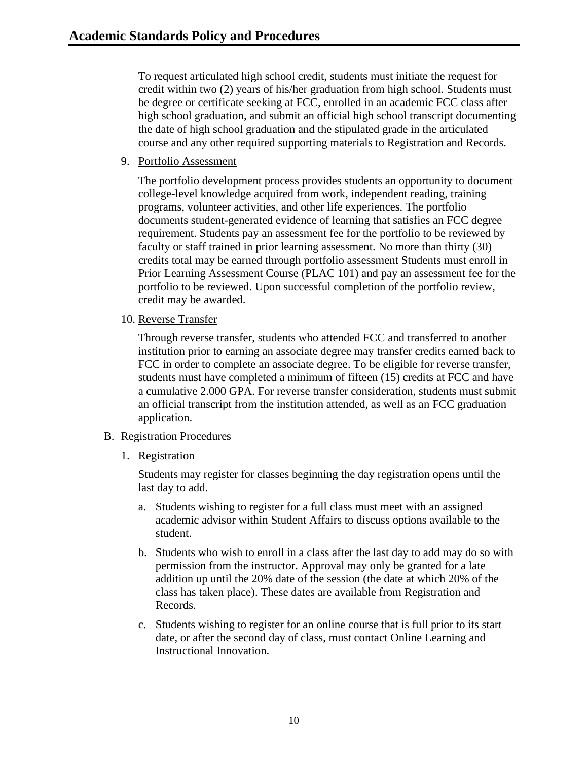To request articulated high school credit, students must initiate the request for credit within two (2) years of his/her graduation from high school. Students must be degree or certificate seeking at FCC, enrolled in an academic FCC class after high school graduation, and submit an official high school transcript documenting the date of high school graduation and the stipulated grade in the articulated course and any other required supporting materials to Registration and Records.

9. Portfolio Assessment

   The portfolio development process provides students an opportunity to document college-level knowledge acquired from work, independent reading, training programs, volunteer activities, and other life experiences. The portfolio documents student-generated evidence of learning that satisfies an FCC degree requirement. Students pay an assessment fee for the portfolio to be reviewed by faculty or staff trained in prior learning assessment. No more than thirty (30) credits total may be earned through portfolio assessment Students must enroll in Prior Learning Assessment Course (PLAC 101) and pay an assessment fee for the portfolio to be reviewed. Upon successful completion of the portfolio review, credit may be awarded.

10. Reverse Transfer

    Through reverse transfer, students who attended FCC and transferred to another institution prior to earning an associate degree may transfer credits earned back to FCC in order to complete an associate degree. To be eligible for reverse transfer, students must have completed a minimum of fifteen (15) credits at FCC and have a cumulative 2.000 GPA. For reverse transfer consideration, students must submit an official transcript from the institution attended, as well as an FCC graduation application.

B. Registration Procedures

   1. Registration

      Students may register for classes beginning the day registration opens until the last day to add.

      a. Students wishing to register for a full class must meet with an assigned academic advisor within Student Affairs to discuss options available to the student.

      b. Students who wish to enroll in a class after the last day to add may do so with permission from the instructor. Approval may only be granted for a late addition up until the 20% date of the session (the date at which 20% of the class has taken place). These dates are available from Registration and Records.

      c. Students wishing to register for an online course that is full prior to its start date, or after the second day of class, must contact Online Learning and Instructional Innovation.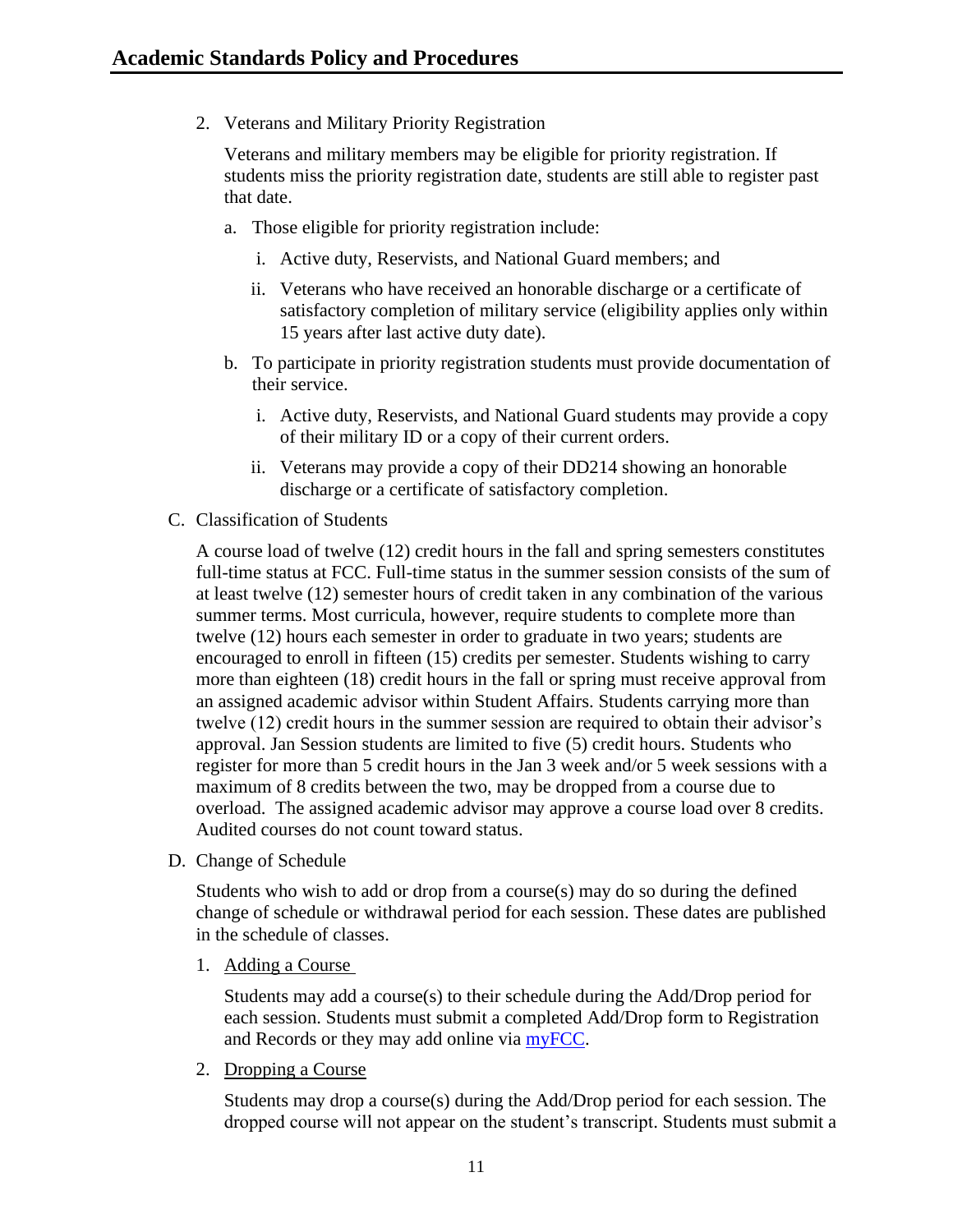2. Veterans and Military Priority Registration

   Veterans and military members may be eligible for priority registration. If students miss the priority registration date, students are still able to register past that date.

   a. Those eligible for priority registration include:

      i. Active duty, Reservists, and National Guard members; and

      ii. Veterans who have received an honorable discharge or a certificate of satisfactory completion of military service (eligibility applies only within 15 years after last active duty date).

   b. To participate in priority registration students must provide documentation of their service.

      i. Active duty, Reservists, and National Guard students may provide a copy of their military ID or a copy of their current orders.

      ii. Veterans may provide a copy of their DD214 showing an honorable discharge or a certificate of satisfactory completion.

C. Classification of Students

   A course load of twelve (12) credit hours in the fall and spring semesters constitutes full-time status at FCC. Full-time status in the summer session consists of the sum of at least twelve (12) semester hours of credit taken in any combination of the various summer terms. Most curricula, however, require students to complete more than twelve (12) hours each semester in order to graduate in two years; students are encouraged to enroll in fifteen (15) credits per semester. Students wishing to carry more than eighteen (18) credit hours in the fall or spring must receive approval from an assigned academic advisor within Student Affairs. Students carrying more than twelve (12) credit hours in the summer session are required to obtain their advisor's approval. Jan Session students are limited to five (5) credit hours. Students who register for more than 5 credit hours in the Jan 3 week and/or 5 week sessions with a maximum of 8 credits between the two, may be dropped from a course due to overload. The assigned academic advisor may approve a course load over 8 credits. Audited courses do not count toward status.

D. Change of Schedule

   Students who wish to add or drop from a course(s) may do so during the defined change of schedule or withdrawal period for each session. These dates are published in the schedule of classes.

   1. Adding a Course

      Students may add a course(s) to their schedule during the Add/Drop period for each session. Students must submit a completed Add/Drop form to Registration and Records or they may add online via myFCC.

   2. Dropping a Course

      Students may drop a course(s) during the Add/Drop period for each session. The dropped course will not appear on the student's transcript. Students must submit a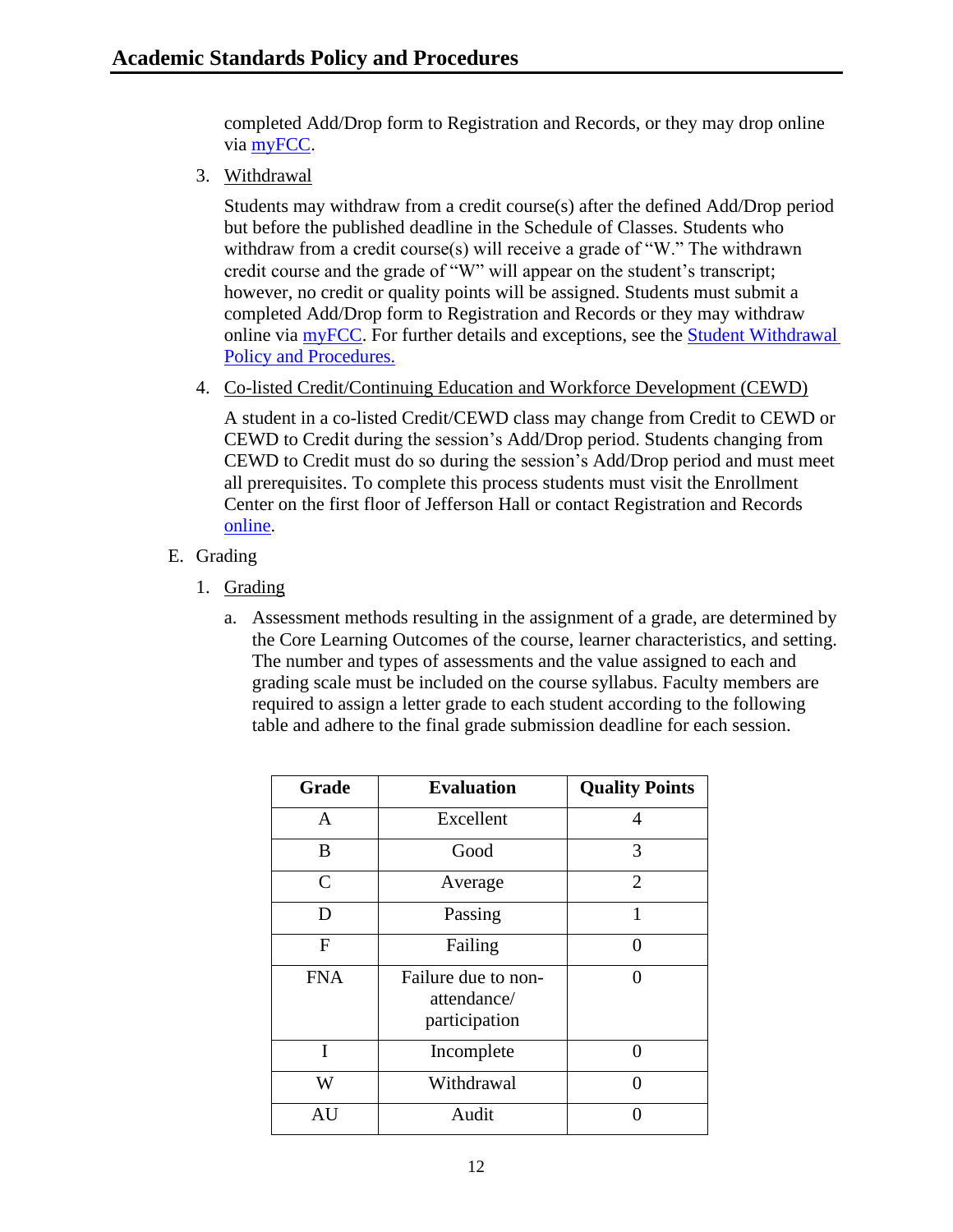completed Add/Drop form to Registration and Records, or they may drop online via myFCC.

3. Withdrawal

   Students may withdraw from a credit course(s) after the defined Add/Drop period but before the published deadline in the Schedule of Classes. Students who withdraw from a credit course(s) will receive a grade of "W." The withdrawn credit course and the grade of "W" will appear on the student's transcript; however, no credit or quality points will be assigned. Students must submit a completed Add/Drop form to Registration and Records or they may withdraw online via myFCC. For further details and exceptions, see the Student Withdrawal Policy and Procedures.

4. Co-listed Credit/Continuing Education and Workforce Development (CEWD)

   A student in a co-listed Credit/CEWD class may change from Credit to CEWD or CEWD to Credit during the session's Add/Drop period. Students changing from CEWD to Credit must do so during the session's Add/Drop period and must meet all prerequisites. To complete this process students must visit the Enrollment Center on the first floor of Jefferson Hall or contact Registration and Records online.

E. Grading

1. Grading

   a. Assessment methods resulting in the assignment of a grade, are determined by the Core Learning Outcomes of the course, learner characteristics, and setting. The number and types of assessments and the value assigned to each and grading scale must be included on the course syllabus. Faculty members are required to assign a letter grade to each student according to the following table and adhere to the final grade submission deadline for each session.

| Grade | Evaluation | Quality Points |
|---|---|---|
| A | Excellent | 4 |
| B | Good | 3 |
| C | Average | 2 |
| D | Passing | 1 |
| F | Failing | 0 |
| FNA | Failure due to non-attendance/ participation | 0 |
| I | Incomplete | 0 |
| W | Withdrawal | 0 |
| AU | Audit | 0 |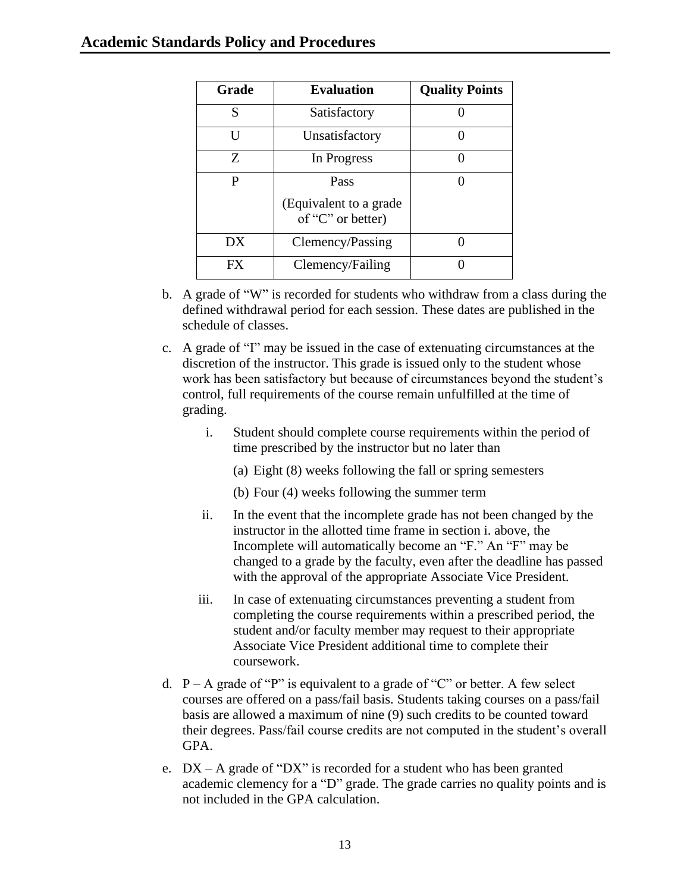| Grade | Evaluation | Quality Points |
|---|---|---|
| S | Satisfactory | 0 |
| U | Unsatisfactory | 0 |
| Z | In Progress | 0 |
| P | Pass (Equivalent to a grade of "C" or better) | 0 |
| DX | Clemency/Passing | 0 |
| FX | Clemency/Failing | 0 |

b. A grade of "W" is recorded for students who withdraw from a class during the defined withdrawal period for each session. These dates are published in the schedule of classes.

c. A grade of "I" may be issued in the case of extenuating circumstances at the discretion of the instructor. This grade is issued only to the student whose work has been satisfactory but because of circumstances beyond the student's control, full requirements of the course remain unfulfilled at the time of grading.

   i. Student should complete course requirements within the period of time prescribed by the instructor but no later than

      (a) Eight (8) weeks following the fall or spring semesters

      (b) Four (4) weeks following the summer term

   ii. In the event that the incomplete grade has not been changed by the instructor in the allotted time frame in section i. above, the Incomplete will automatically become an "F." An "F" may be changed to a grade by the faculty, even after the deadline has passed with the approval of the appropriate Associate Vice President.

   iii. In case of extenuating circumstances preventing a student from completing the course requirements within a prescribed period, the student and/or faculty member may request to their appropriate Associate Vice President additional time to complete their coursework.

d. P – A grade of "P" is equivalent to a grade of "C" or better. A few select courses are offered on a pass/fail basis. Students taking courses on a pass/fail basis are allowed a maximum of nine (9) such credits to be counted toward their degrees. Pass/fail course credits are not computed in the student's overall GPA.

e. DX – A grade of "DX" is recorded for a student who has been granted academic clemency for a "D" grade. The grade carries no quality points and is not included in the GPA calculation.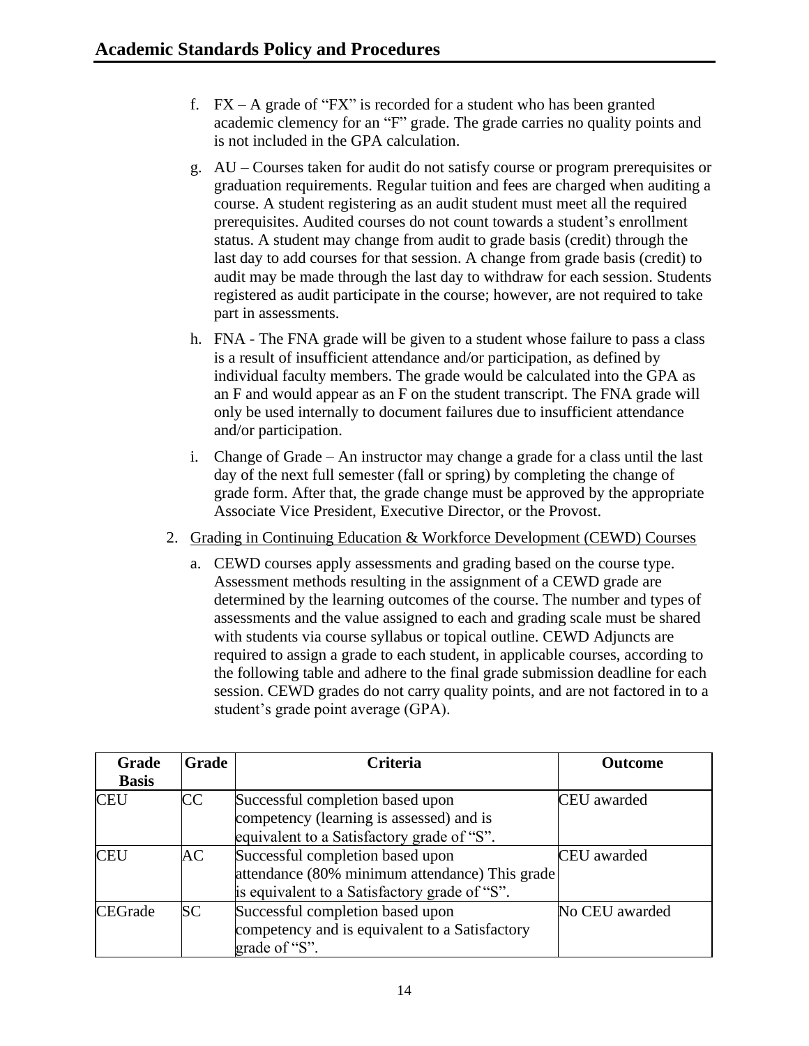f. FX – A grade of "FX" is recorded for a student who has been granted academic clemency for an "F" grade. The grade carries no quality points and is not included in the GPA calculation.

g. AU – Courses taken for audit do not satisfy course or program prerequisites or graduation requirements. Regular tuition and fees are charged when auditing a course. A student registering as an audit student must meet all the required prerequisites. Audited courses do not count towards a student's enrollment status. A student may change from audit to grade basis (credit) through the last day to add courses for that session. A change from grade basis (credit) to audit may be made through the last day to withdraw for each session. Students registered as audit participate in the course; however, are not required to take part in assessments.

h. FNA - The FNA grade will be given to a student whose failure to pass a class is a result of insufficient attendance and/or participation, as defined by individual faculty members. The grade would be calculated into the GPA as an F and would appear as an F on the student transcript. The FNA grade will only be used internally to document failures due to insufficient attendance and/or participation.

i. Change of Grade – An instructor may change a grade for a class until the last day of the next full semester (fall or spring) by completing the change of grade form. After that, the grade change must be approved by the appropriate Associate Vice President, Executive Director, or the Provost.

2. Grading in Continuing Education & Workforce Development (CEWD) Courses

   a. CEWD courses apply assessments and grading based on the course type. Assessment methods resulting in the assignment of a CEWD grade are determined by the learning outcomes of the course. The number and types of assessments and the value assigned to each and grading scale must be shared with students via course syllabus or topical outline. CEWD Adjuncts are required to assign a grade to each student, in applicable courses, according to the following table and adhere to the final grade submission deadline for each session. CEWD grades do not carry quality points, and are not factored in to a student's grade point average (GPA).

| Grade Basis | Grade | Criteria | Outcome |
|---|---|---|---|
| CEU | CC | Successful completion based upon competency (learning is assessed) and is equivalent to a Satisfactory grade of "S". | CEU awarded |
| CEU | AC | Successful completion based upon attendance (80% minimum attendance) This grade is equivalent to a Satisfactory grade of "S". | CEU awarded |
| CEGrade | SC | Successful completion based upon competency and is equivalent to a Satisfactory grade of "S". | No CEU awarded |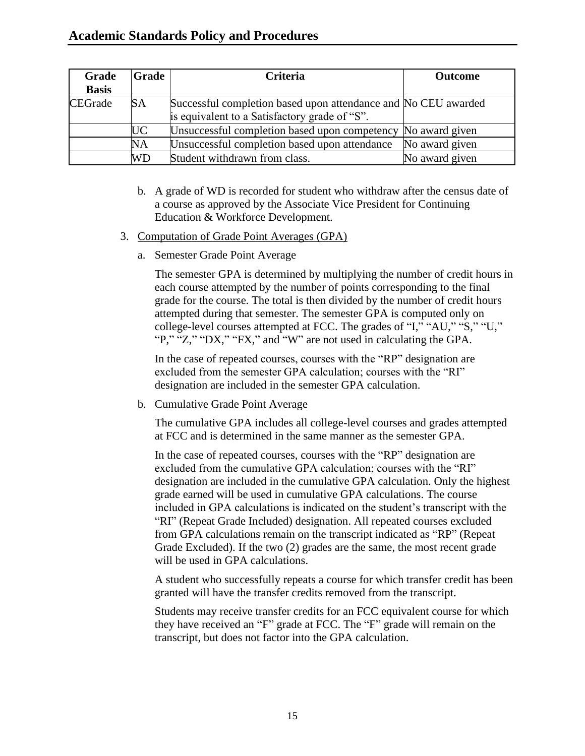| Grade Basis | Grade | Criteria | Outcome |
|---|---|---|---|
| CEGrade | SA | Successful completion based upon attendance and is equivalent to a Satisfactory grade of "S". | No CEU awarded |
| | UC | Unsuccessful completion based upon competency | No award given |
| | NA | Unsuccessful completion based upon attendance | No award given |
| | WD | Student withdrawn from class. | No award given |

b. A grade of WD is recorded for student who withdraw after the census date of a course as approved by the Associate Vice President for Continuing Education & Workforce Development.

3. Computation of Grade Point Averages (GPA)

   a. Semester Grade Point Average

      The semester GPA is determined by multiplying the number of credit hours in each course attempted by the number of points corresponding to the final grade for the course. The total is then divided by the number of credit hours attempted during that semester. The semester GPA is computed only on college-level courses attempted at FCC. The grades of "I," "AU," "S," "U," "P," "Z," "DX," "FX," and "W" are not used in calculating the GPA.

      In the case of repeated courses, courses with the "RP" designation are excluded from the semester GPA calculation; courses with the "RI" designation are included in the semester GPA calculation.

   b. Cumulative Grade Point Average

      The cumulative GPA includes all college-level courses and grades attempted at FCC and is determined in the same manner as the semester GPA.

      In the case of repeated courses, courses with the "RP" designation are excluded from the cumulative GPA calculation; courses with the "RI" designation are included in the cumulative GPA calculation. Only the highest grade earned will be used in cumulative GPA calculations. The course included in GPA calculations is indicated on the student's transcript with the "RI" (Repeat Grade Included) designation. All repeated courses excluded from GPA calculations remain on the transcript indicated as "RP" (Repeat Grade Excluded). If the two (2) grades are the same, the most recent grade will be used in GPA calculations.

      A student who successfully repeats a course for which transfer credit has been granted will have the transfer credits removed from the transcript.

      Students may receive transfer credits for an FCC equivalent course for which they have received an "F" grade at FCC. The "F" grade will remain on the transcript, but does not factor into the GPA calculation.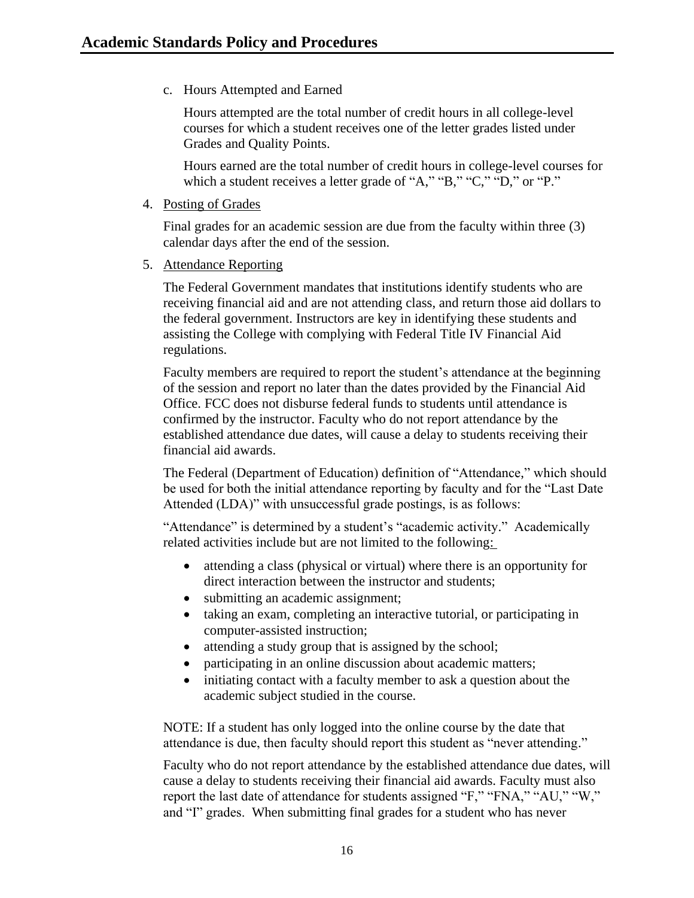c. Hours Attempted and Earned

Hours attempted are the total number of credit hours in all college-level courses for which a student receives one of the letter grades listed under Grades and Quality Points.

Hours earned are the total number of credit hours in college-level courses for which a student receives a letter grade of "A," "B," "C," "D," or "P."

4. Posting of Grades

Final grades for an academic session are due from the faculty within three (3) calendar days after the end of the session.

5. Attendance Reporting

The Federal Government mandates that institutions identify students who are receiving financial aid and are not attending class, and return those aid dollars to the federal government. Instructors are key in identifying these students and assisting the College with complying with Federal Title IV Financial Aid regulations.

Faculty members are required to report the student's attendance at the beginning of the session and report no later than the dates provided by the Financial Aid Office. FCC does not disburse federal funds to students until attendance is confirmed by the instructor. Faculty who do not report attendance by the established attendance due dates, will cause a delay to students receiving their financial aid awards.

The Federal (Department of Education) definition of "Attendance," which should be used for both the initial attendance reporting by faculty and for the "Last Date Attended (LDA)" with unsuccessful grade postings, is as follows:

"Attendance" is determined by a student's "academic activity." Academically related activities include but are not limited to the following:

- attending a class (physical or virtual) where there is an opportunity for direct interaction between the instructor and students;
- submitting an academic assignment;
- taking an exam, completing an interactive tutorial, or participating in computer-assisted instruction;
- attending a study group that is assigned by the school;
- participating in an online discussion about academic matters;
- initiating contact with a faculty member to ask a question about the academic subject studied in the course.

NOTE: If a student has only logged into the online course by the date that attendance is due, then faculty should report this student as "never attending."

Faculty who do not report attendance by the established attendance due dates, will cause a delay to students receiving their financial aid awards. Faculty must also report the last date of attendance for students assigned "F," "FNA," "AU," "W," and "I" grades. When submitting final grades for a student who has never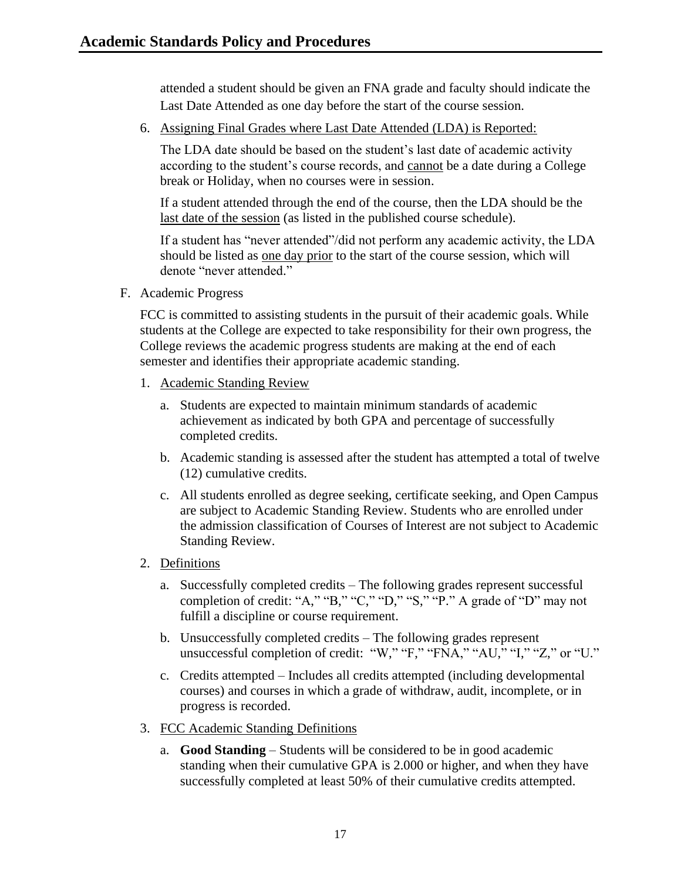attended a student should be given an FNA grade and faculty should indicate the Last Date Attended as one day before the start of the course session.

6. Assigning Final Grades where Last Date Attended (LDA) is Reported:

   The LDA date should be based on the student's last date of academic activity according to the student's course records, and cannot be a date during a College break or Holiday, when no courses were in session.

   If a student attended through the end of the course, then the LDA should be the last date of the session (as listed in the published course schedule).

   If a student has "never attended"/did not perform any academic activity, the LDA should be listed as one day prior to the start of the course session, which will denote "never attended."

F. Academic Progress

   FCC is committed to assisting students in the pursuit of their academic goals. While students at the College are expected to take responsibility for their own progress, the College reviews the academic progress students are making at the end of each semester and identifies their appropriate academic standing.

   1. Academic Standing Review

      a. Students are expected to maintain minimum standards of academic achievement as indicated by both GPA and percentage of successfully completed credits.

      b. Academic standing is assessed after the student has attempted a total of twelve (12) cumulative credits.

      c. All students enrolled as degree seeking, certificate seeking, and Open Campus are subject to Academic Standing Review. Students who are enrolled under the admission classification of Courses of Interest are not subject to Academic Standing Review.

   2. Definitions

      a. Successfully completed credits – The following grades represent successful completion of credit: "A," "B," "C," "D," "S," "P." A grade of "D" may not fulfill a discipline or course requirement.

      b. Unsuccessfully completed credits – The following grades represent unsuccessful completion of credit: "W," "F," "FNA," "AU," "I," "Z," or "U."

      c. Credits attempted – Includes all credits attempted (including developmental courses) and courses in which a grade of withdraw, audit, incomplete, or in progress is recorded.

   3. FCC Academic Standing Definitions

      a. **Good Standing** – Students will be considered to be in good academic standing when their cumulative GPA is 2.000 or higher, and when they have successfully completed at least 50% of their cumulative credits attempted.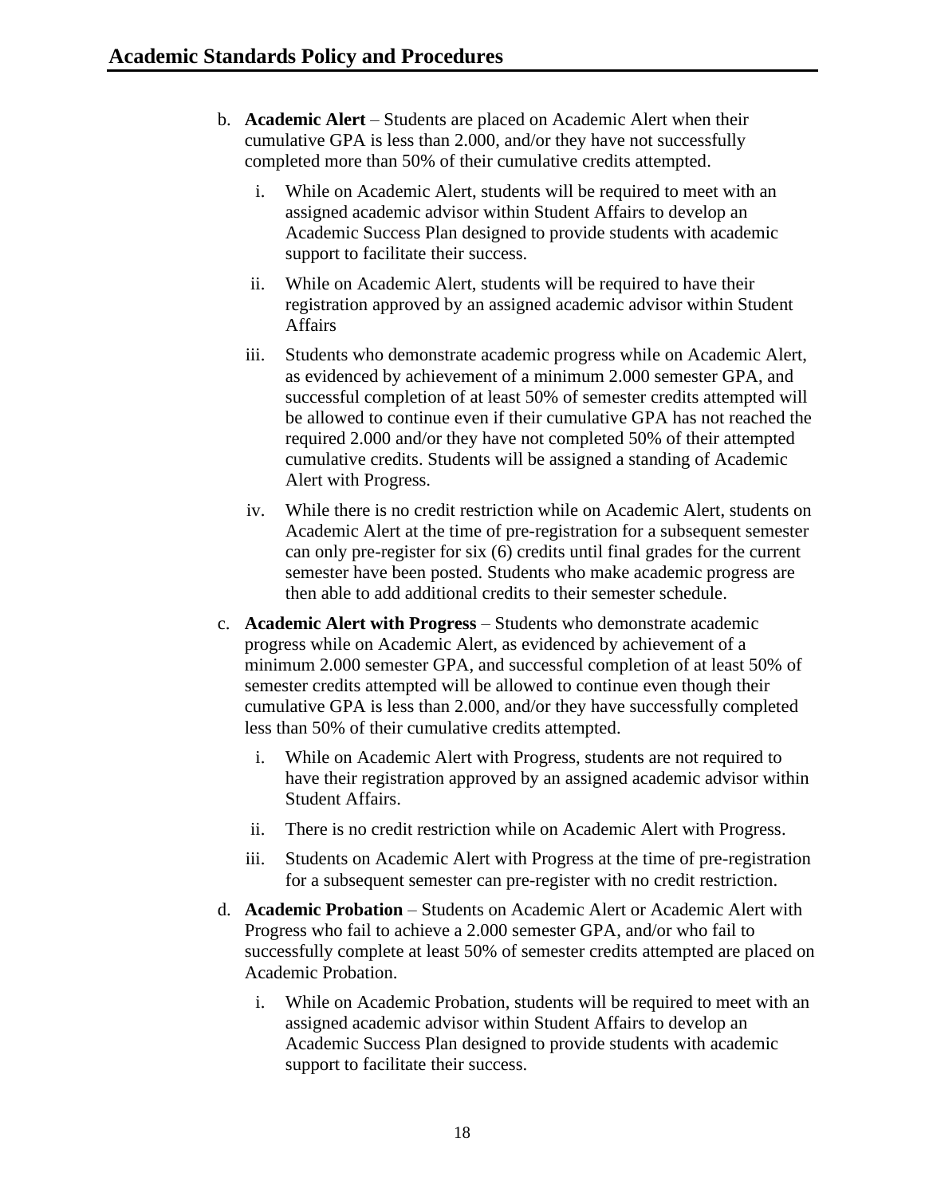b. **Academic Alert** – Students are placed on Academic Alert when their cumulative GPA is less than 2.000, and/or they have not successfully completed more than 50% of their cumulative credits attempted.

   i. While on Academic Alert, students will be required to meet with an assigned academic advisor within Student Affairs to develop an Academic Success Plan designed to provide students with academic support to facilitate their success.

   ii. While on Academic Alert, students will be required to have their registration approved by an assigned academic advisor within Student Affairs

   iii. Students who demonstrate academic progress while on Academic Alert, as evidenced by achievement of a minimum 2.000 semester GPA, and successful completion of at least 50% of semester credits attempted will be allowed to continue even if their cumulative GPA has not reached the required 2.000 and/or they have not completed 50% of their attempted cumulative credits. Students will be assigned a standing of Academic Alert with Progress.

   iv. While there is no credit restriction while on Academic Alert, students on Academic Alert at the time of pre-registration for a subsequent semester can only pre-register for six (6) credits until final grades for the current semester have been posted. Students who make academic progress are then able to add additional credits to their semester schedule.

c. **Academic Alert with Progress** – Students who demonstrate academic progress while on Academic Alert, as evidenced by achievement of a minimum 2.000 semester GPA, and successful completion of at least 50% of semester credits attempted will be allowed to continue even though their cumulative GPA is less than 2.000, and/or they have successfully completed less than 50% of their cumulative credits attempted.

   i. While on Academic Alert with Progress, students are not required to have their registration approved by an assigned academic advisor within Student Affairs.

   ii. There is no credit restriction while on Academic Alert with Progress.

   iii. Students on Academic Alert with Progress at the time of pre-registration for a subsequent semester can pre-register with no credit restriction.

d. **Academic Probation** – Students on Academic Alert or Academic Alert with Progress who fail to achieve a 2.000 semester GPA, and/or who fail to successfully complete at least 50% of semester credits attempted are placed on Academic Probation.

   i. While on Academic Probation, students will be required to meet with an assigned academic advisor within Student Affairs to develop an Academic Success Plan designed to provide students with academic support to facilitate their success.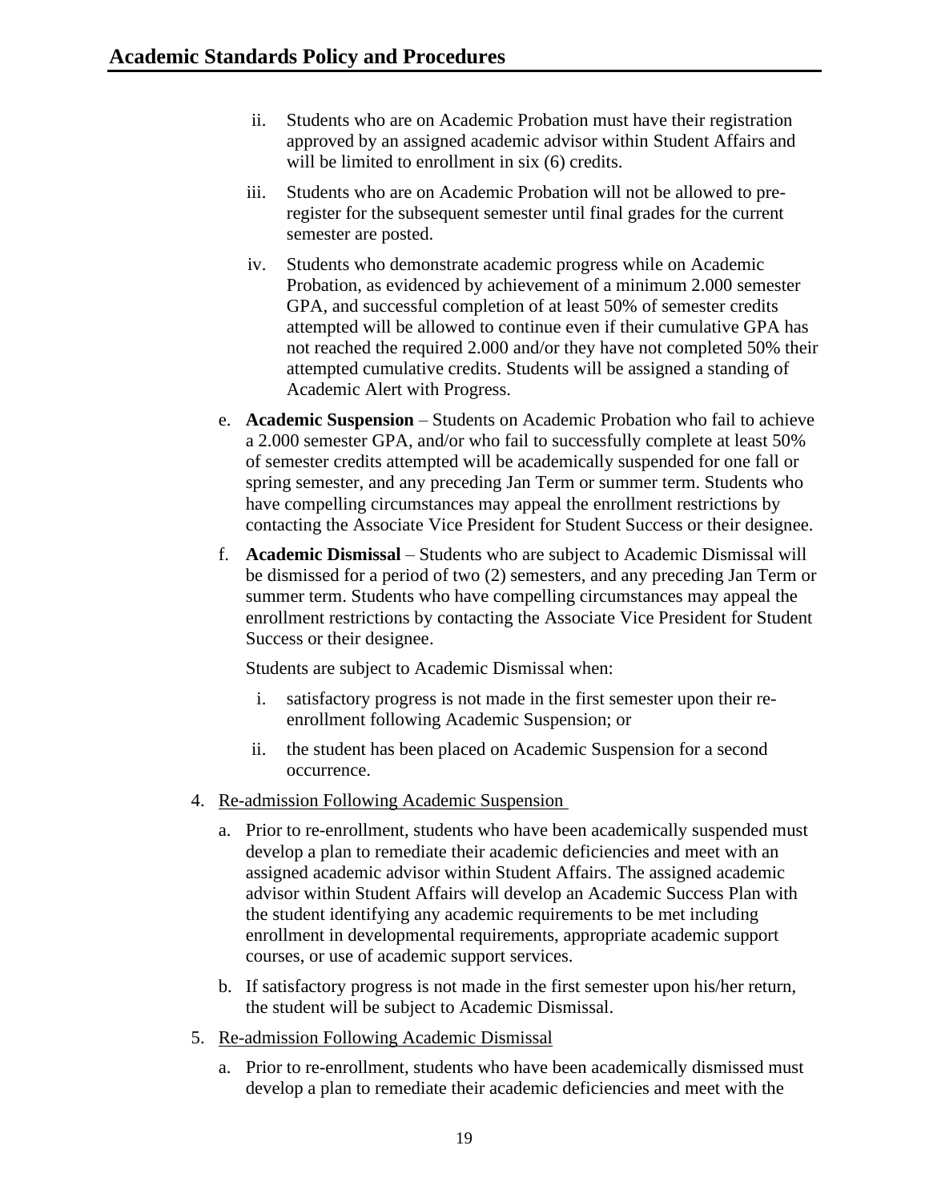ii. Students who are on Academic Probation must have their registration approved by an assigned academic advisor within Student Affairs and will be limited to enrollment in six (6) credits.

iii. Students who are on Academic Probation will not be allowed to pre-register for the subsequent semester until final grades for the current semester are posted.

iv. Students who demonstrate academic progress while on Academic Probation, as evidenced by achievement of a minimum 2.000 semester GPA, and successful completion of at least 50% of semester credits attempted will be allowed to continue even if their cumulative GPA has not reached the required 2.000 and/or they have not completed 50% their attempted cumulative credits. Students will be assigned a standing of Academic Alert with Progress.

e. **Academic Suspension** – Students on Academic Probation who fail to achieve a 2.000 semester GPA, and/or who fail to successfully complete at least 50% of semester credits attempted will be academically suspended for one fall or spring semester, and any preceding Jan Term or summer term. Students who have compelling circumstances may appeal the enrollment restrictions by contacting the Associate Vice President for Student Success or their designee.

f. **Academic Dismissal** – Students who are subject to Academic Dismissal will be dismissed for a period of two (2) semesters, and any preceding Jan Term or summer term. Students who have compelling circumstances may appeal the enrollment restrictions by contacting the Associate Vice President for Student Success or their designee.

Students are subject to Academic Dismissal when:

i. satisfactory progress is not made in the first semester upon their re-enrollment following Academic Suspension; or

ii. the student has been placed on Academic Suspension for a second occurrence.

4. <u>Re-admission Following Academic Suspension</u>

a. Prior to re-enrollment, students who have been academically suspended must develop a plan to remediate their academic deficiencies and meet with an assigned academic advisor within Student Affairs. The assigned academic advisor within Student Affairs will develop an Academic Success Plan with the student identifying any academic requirements to be met including enrollment in developmental requirements, appropriate academic support courses, or use of academic support services.

b. If satisfactory progress is not made in the first semester upon his/her return, the student will be subject to Academic Dismissal.

5. <u>Re-admission Following Academic Dismissal</u>

a. Prior to re-enrollment, students who have been academically dismissed must develop a plan to remediate their academic deficiencies and meet with the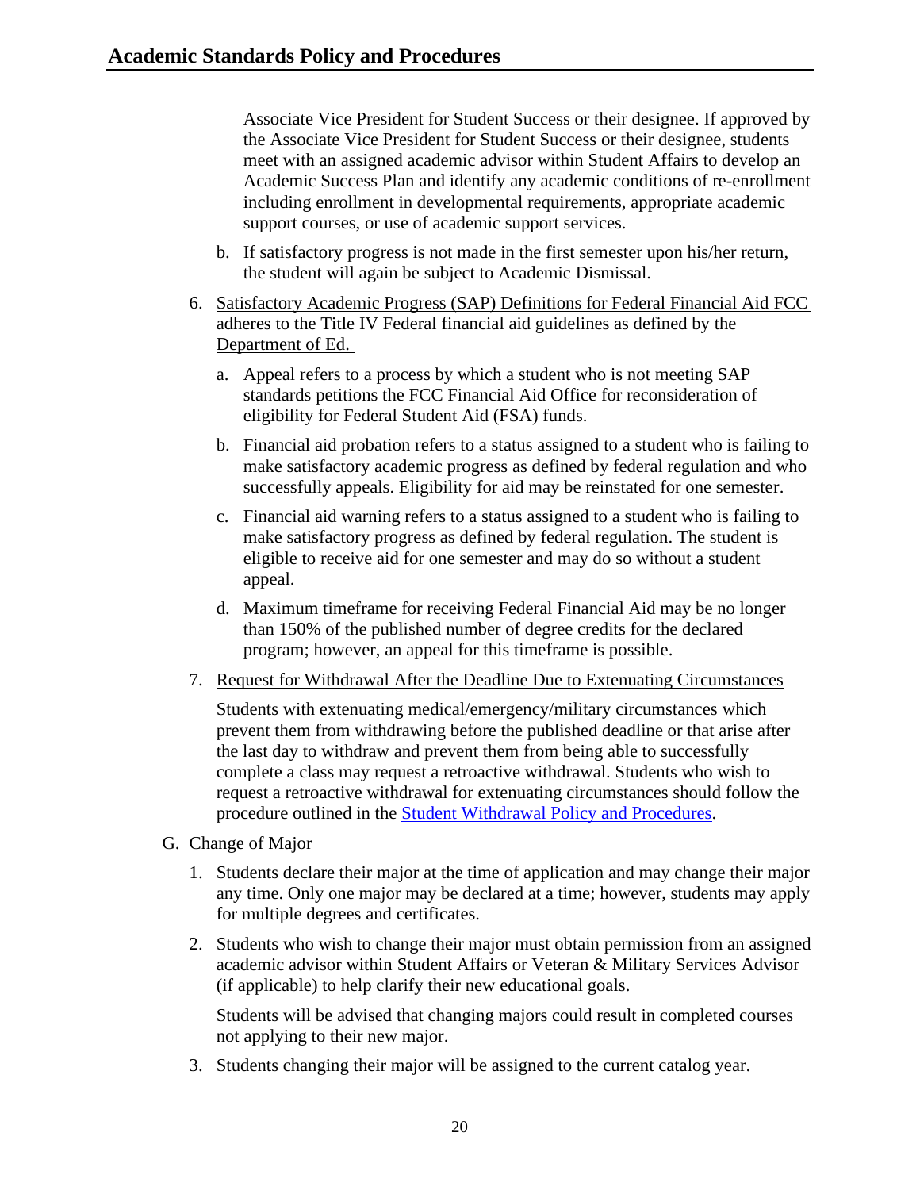Associate Vice President for Student Success or their designee. If approved by the Associate Vice President for Student Success or their designee, students meet with an assigned academic advisor within Student Affairs to develop an Academic Success Plan and identify any academic conditions of re-enrollment including enrollment in developmental requirements, appropriate academic support courses, or use of academic support services.

   b. If satisfactory progress is not made in the first semester upon his/her return, the student will again be subject to Academic Dismissal.

6. Satisfactory Academic Progress (SAP) Definitions for Federal Financial Aid FCC adheres to the Title IV Federal financial aid guidelines as defined by the Department of Ed.

   a. Appeal refers to a process by which a student who is not meeting SAP standards petitions the FCC Financial Aid Office for reconsideration of eligibility for Federal Student Aid (FSA) funds.

   b. Financial aid probation refers to a status assigned to a student who is failing to make satisfactory academic progress as defined by federal regulation and who successfully appeals. Eligibility for aid may be reinstated for one semester.

   c. Financial aid warning refers to a status assigned to a student who is failing to make satisfactory progress as defined by federal regulation. The student is eligible to receive aid for one semester and may do so without a student appeal.

   d. Maximum timeframe for receiving Federal Financial Aid may be no longer than 150% of the published number of degree credits for the declared program; however, an appeal for this timeframe is possible.

7. Request for Withdrawal After the Deadline Due to Extenuating Circumstances

   Students with extenuating medical/emergency/military circumstances which prevent them from withdrawing before the published deadline or that arise after the last day to withdraw and prevent them from being able to successfully complete a class may request a retroactive withdrawal. Students who wish to request a retroactive withdrawal for extenuating circumstances should follow the procedure outlined in the Student Withdrawal Policy and Procedures.

G. Change of Major

1. Students declare their major at the time of application and may change their major any time. Only one major may be declared at a time; however, students may apply for multiple degrees and certificates.

2. Students who wish to change their major must obtain permission from an assigned academic advisor within Student Affairs or Veteran & Military Services Advisor (if applicable) to help clarify their new educational goals.

   Students will be advised that changing majors could result in completed courses not applying to their new major.

3. Students changing their major will be assigned to the current catalog year.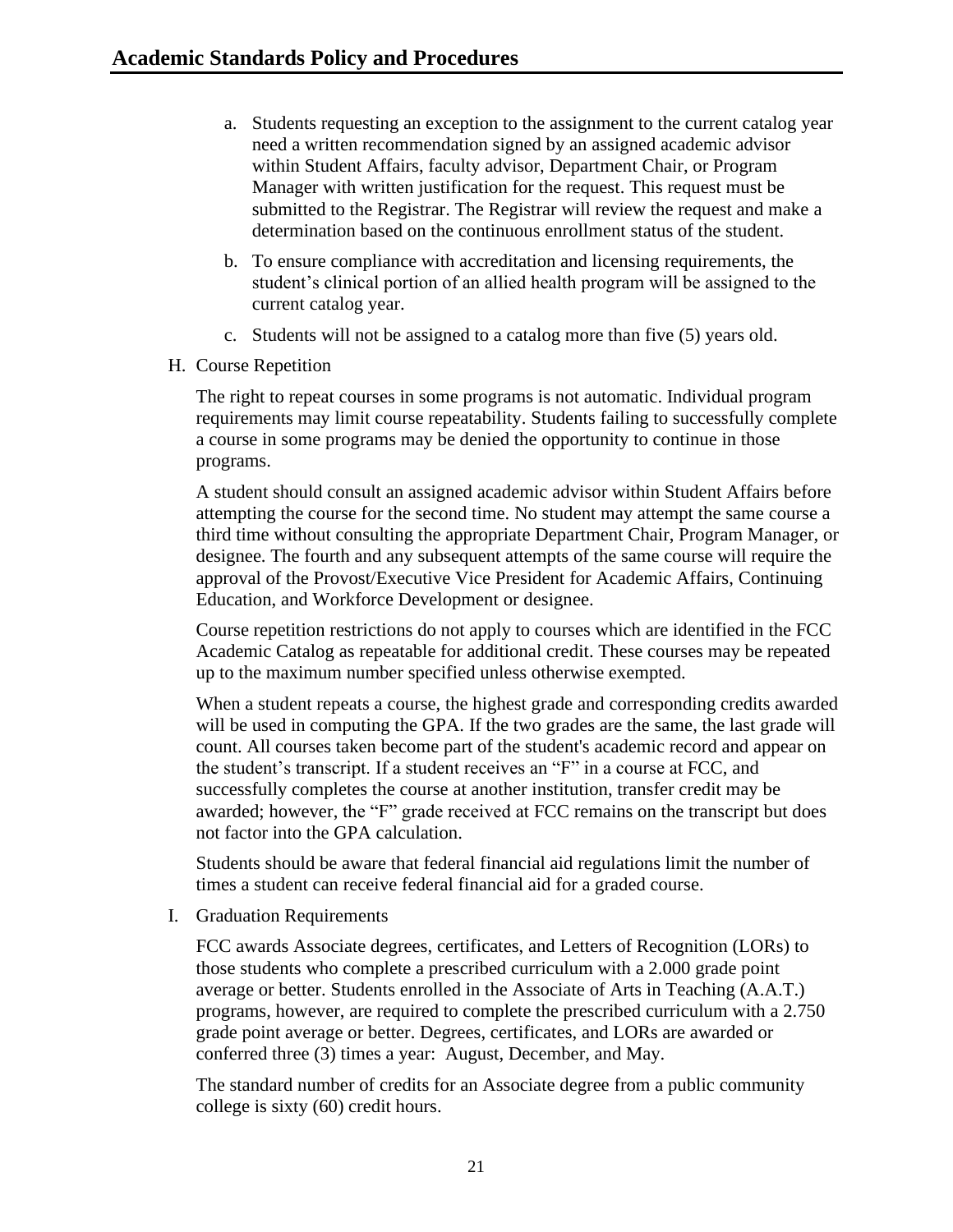a. Students requesting an exception to the assignment to the current catalog year need a written recommendation signed by an assigned academic advisor within Student Affairs, faculty advisor, Department Chair, or Program Manager with written justification for the request. This request must be submitted to the Registrar. The Registrar will review the request and make a determination based on the continuous enrollment status of the student.

b. To ensure compliance with accreditation and licensing requirements, the student's clinical portion of an allied health program will be assigned to the current catalog year.

c. Students will not be assigned to a catalog more than five (5) years old.

H. Course Repetition

The right to repeat courses in some programs is not automatic. Individual program requirements may limit course repeatability. Students failing to successfully complete a course in some programs may be denied the opportunity to continue in those programs.

A student should consult an assigned academic advisor within Student Affairs before attempting the course for the second time. No student may attempt the same course a third time without consulting the appropriate Department Chair, Program Manager, or designee. The fourth and any subsequent attempts of the same course will require the approval of the Provost/Executive Vice President for Academic Affairs, Continuing Education, and Workforce Development or designee.

Course repetition restrictions do not apply to courses which are identified in the FCC Academic Catalog as repeatable for additional credit. These courses may be repeated up to the maximum number specified unless otherwise exempted.

When a student repeats a course, the highest grade and corresponding credits awarded will be used in computing the GPA. If the two grades are the same, the last grade will count. All courses taken become part of the student's academic record and appear on the student's transcript. If a student receives an "F" in a course at FCC, and successfully completes the course at another institution, transfer credit may be awarded; however, the "F" grade received at FCC remains on the transcript but does not factor into the GPA calculation.

Students should be aware that federal financial aid regulations limit the number of times a student can receive federal financial aid for a graded course.

I. Graduation Requirements

FCC awards Associate degrees, certificates, and Letters of Recognition (LORs) to those students who complete a prescribed curriculum with a 2.000 grade point average or better. Students enrolled in the Associate of Arts in Teaching (A.A.T.) programs, however, are required to complete the prescribed curriculum with a 2.750 grade point average or better. Degrees, certificates, and LORs are awarded or conferred three (3) times a year: August, December, and May.

The standard number of credits for an Associate degree from a public community college is sixty (60) credit hours.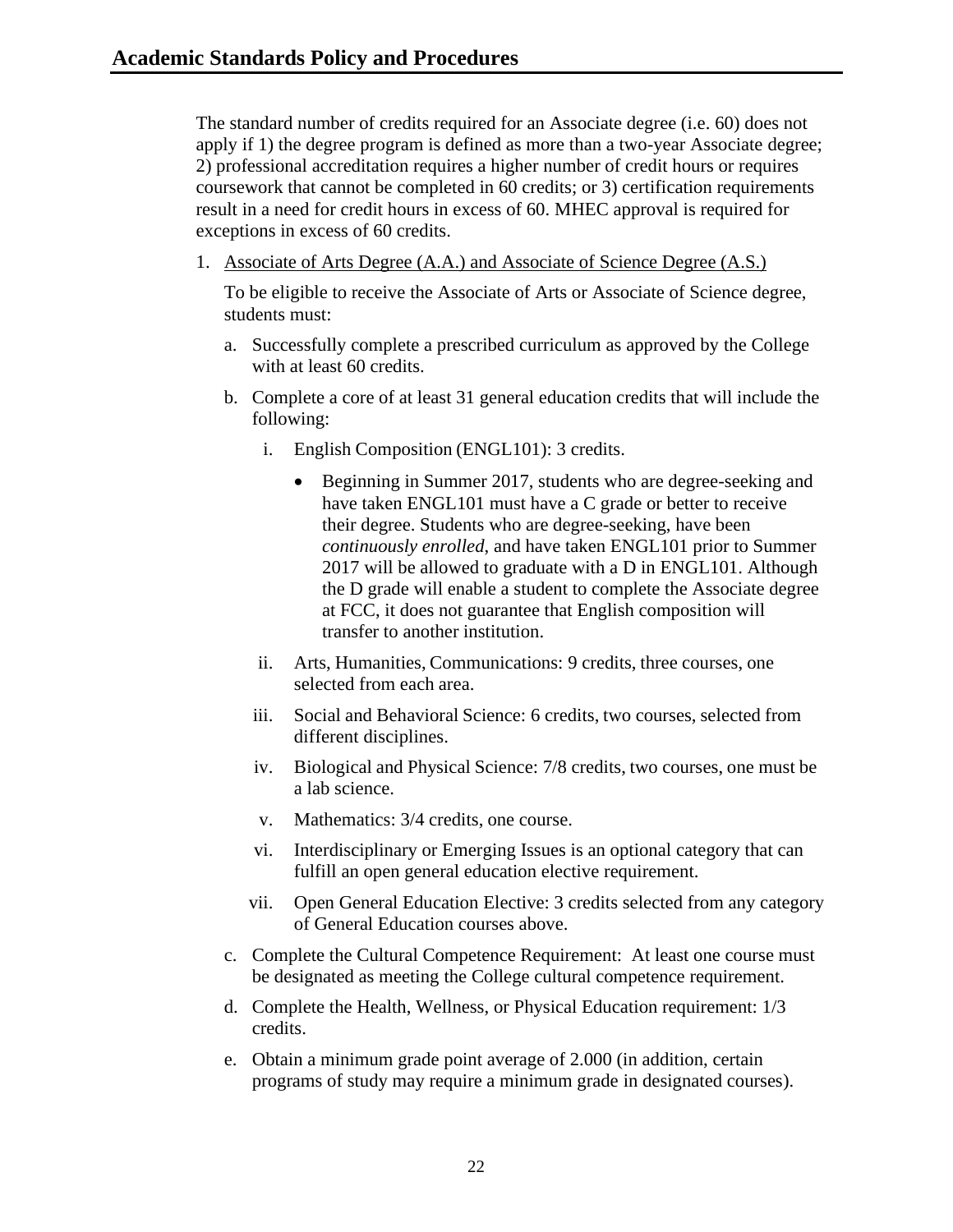The standard number of credits required for an Associate degree (i.e. 60) does not apply if 1) the degree program is defined as more than a two-year Associate degree; 2) professional accreditation requires a higher number of credit hours or requires coursework that cannot be completed in 60 credits; or 3) certification requirements result in a need for credit hours in excess of 60. MHEC approval is required for exceptions in excess of 60 credits.

1. Associate of Arts Degree (A.A.) and Associate of Science Degree (A.S.)

   To be eligible to receive the Associate of Arts or Associate of Science degree, students must:

   a. Successfully complete a prescribed curriculum as approved by the College with at least 60 credits.

   b. Complete a core of at least 31 general education credits that will include the following:

      i. English Composition (ENGL101): 3 credits.

         - Beginning in Summer 2017, students who are degree-seeking and have taken ENGL101 must have a C grade or better to receive their degree. Students who are degree-seeking, have been *continuously enrolled*, and have taken ENGL101 prior to Summer 2017 will be allowed to graduate with a D in ENGL101. Although the D grade will enable a student to complete the Associate degree at FCC, it does not guarantee that English composition will transfer to another institution.

      ii. Arts, Humanities, Communications: 9 credits, three courses, one selected from each area.

      iii. Social and Behavioral Science: 6 credits, two courses, selected from different disciplines.

      iv. Biological and Physical Science: 7/8 credits, two courses, one must be a lab science.

      v. Mathematics: 3/4 credits, one course.

      vi. Interdisciplinary or Emerging Issues is an optional category that can fulfill an open general education elective requirement.

      vii. Open General Education Elective: 3 credits selected from any category of General Education courses above.

   c. Complete the Cultural Competence Requirement: At least one course must be designated as meeting the College cultural competence requirement.

   d. Complete the Health, Wellness, or Physical Education requirement: 1/3 credits.

   e. Obtain a minimum grade point average of 2.000 (in addition, certain programs of study may require a minimum grade in designated courses).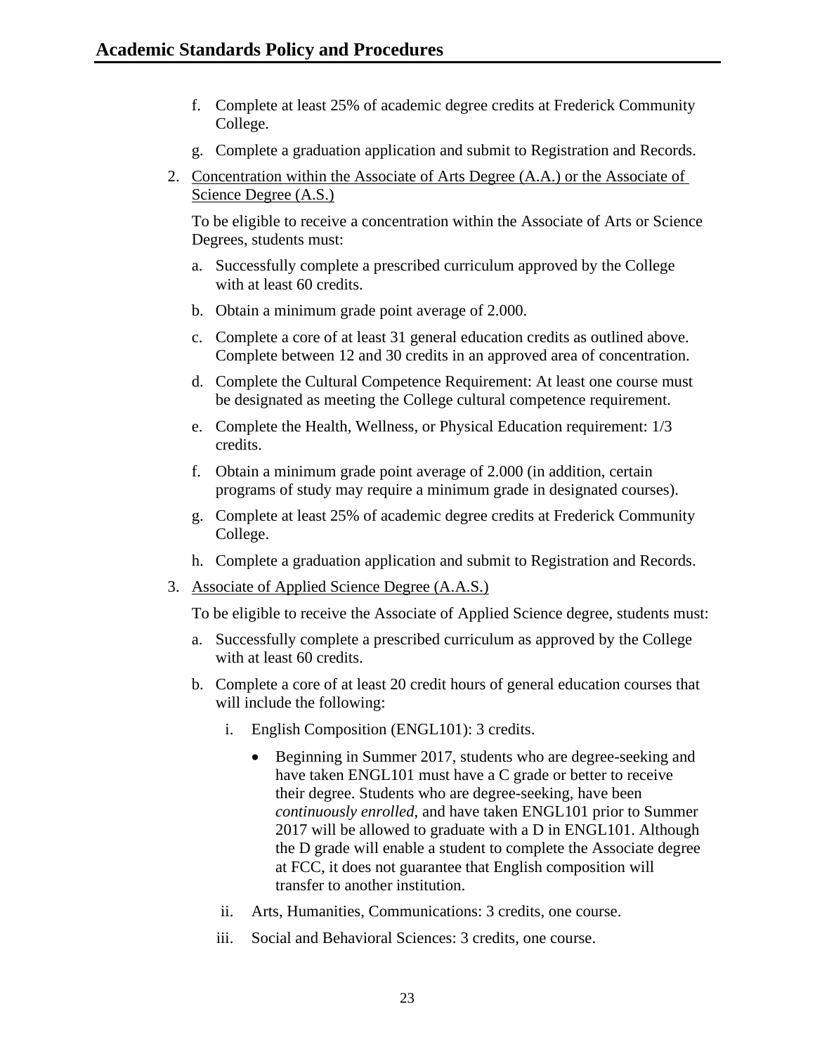f. Complete at least 25% of academic degree credits at Frederick Community College.

g. Complete a graduation application and submit to Registration and Records.

2. Concentration within the Associate of Arts Degree (A.A.) or the Associate of Science Degree (A.S.)

   To be eligible to receive a concentration within the Associate of Arts or Science Degrees, students must:

   a. Successfully complete a prescribed curriculum approved by the College with at least 60 credits.

   b. Obtain a minimum grade point average of 2.000.

   c. Complete a core of at least 31 general education credits as outlined above. Complete between 12 and 30 credits in an approved area of concentration.

   d. Complete the Cultural Competence Requirement: At least one course must be designated as meeting the College cultural competence requirement.

   e. Complete the Health, Wellness, or Physical Education requirement: 1/3 credits.

   f. Obtain a minimum grade point average of 2.000 (in addition, certain programs of study may require a minimum grade in designated courses).

   g. Complete at least 25% of academic degree credits at Frederick Community College.

   h. Complete a graduation application and submit to Registration and Records.

3. Associate of Applied Science Degree (A.A.S.)

   To be eligible to receive the Associate of Applied Science degree, students must:

   a. Successfully complete a prescribed curriculum as approved by the College with at least 60 credits.

   b. Complete a core of at least 20 credit hours of general education courses that will include the following:

      i. English Composition (ENGL101): 3 credits.

         - Beginning in Summer 2017, students who are degree-seeking and have taken ENGL101 must have a C grade or better to receive their degree. Students who are degree-seeking, have been *continuously enrolled*, and have taken ENGL101 prior to Summer 2017 will be allowed to graduate with a D in ENGL101. Although the D grade will enable a student to complete the Associate degree at FCC, it does not guarantee that English composition will transfer to another institution.

      ii. Arts, Humanities, Communications: 3 credits, one course.

      iii. Social and Behavioral Sciences: 3 credits, one course.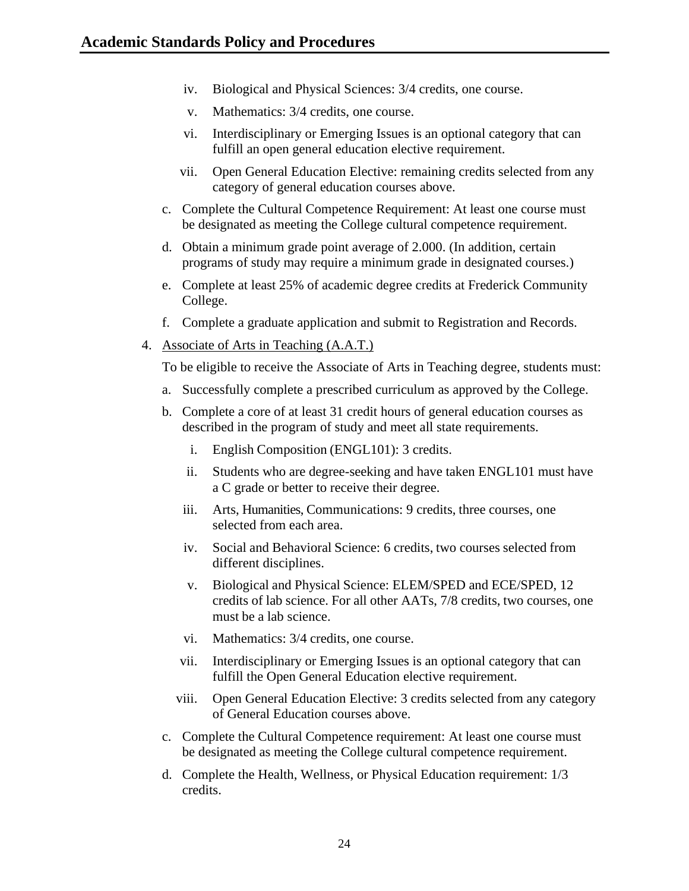iv. Biological and Physical Sciences: 3/4 credits, one course.

v. Mathematics: 3/4 credits, one course.

vi. Interdisciplinary or Emerging Issues is an optional category that can fulfill an open general education elective requirement.

vii. Open General Education Elective: remaining credits selected from any category of general education courses above.

c. Complete the Cultural Competence Requirement: At least one course must be designated as meeting the College cultural competence requirement.

d. Obtain a minimum grade point average of 2.000. (In addition, certain programs of study may require a minimum grade in designated courses.)

e. Complete at least 25% of academic degree credits at Frederick Community College.

f. Complete a graduate application and submit to Registration and Records.

4. <u>Associate of Arts in Teaching (A.A.T.)</u>

   To be eligible to receive the Associate of Arts in Teaching degree, students must:

   a. Successfully complete a prescribed curriculum as approved by the College.

   b. Complete a core of at least 31 credit hours of general education courses as described in the program of study and meet all state requirements.

      i. English Composition (ENGL101): 3 credits.

      ii. Students who are degree-seeking and have taken ENGL101 must have a C grade or better to receive their degree.

      iii. Arts, Humanities, Communications: 9 credits, three courses, one selected from each area.

      iv. Social and Behavioral Science: 6 credits, two courses selected from different disciplines.

      v. Biological and Physical Science: ELEM/SPED and ECE/SPED, 12 credits of lab science. For all other AATs, 7/8 credits, two courses, one must be a lab science.

      vi. Mathematics: 3/4 credits, one course.

      vii. Interdisciplinary or Emerging Issues is an optional category that can fulfill the Open General Education elective requirement.

      viii. Open General Education Elective: 3 credits selected from any category of General Education courses above.

   c. Complete the Cultural Competence requirement: At least one course must be designated as meeting the College cultural competence requirement.

   d. Complete the Health, Wellness, or Physical Education requirement: 1/3 credits.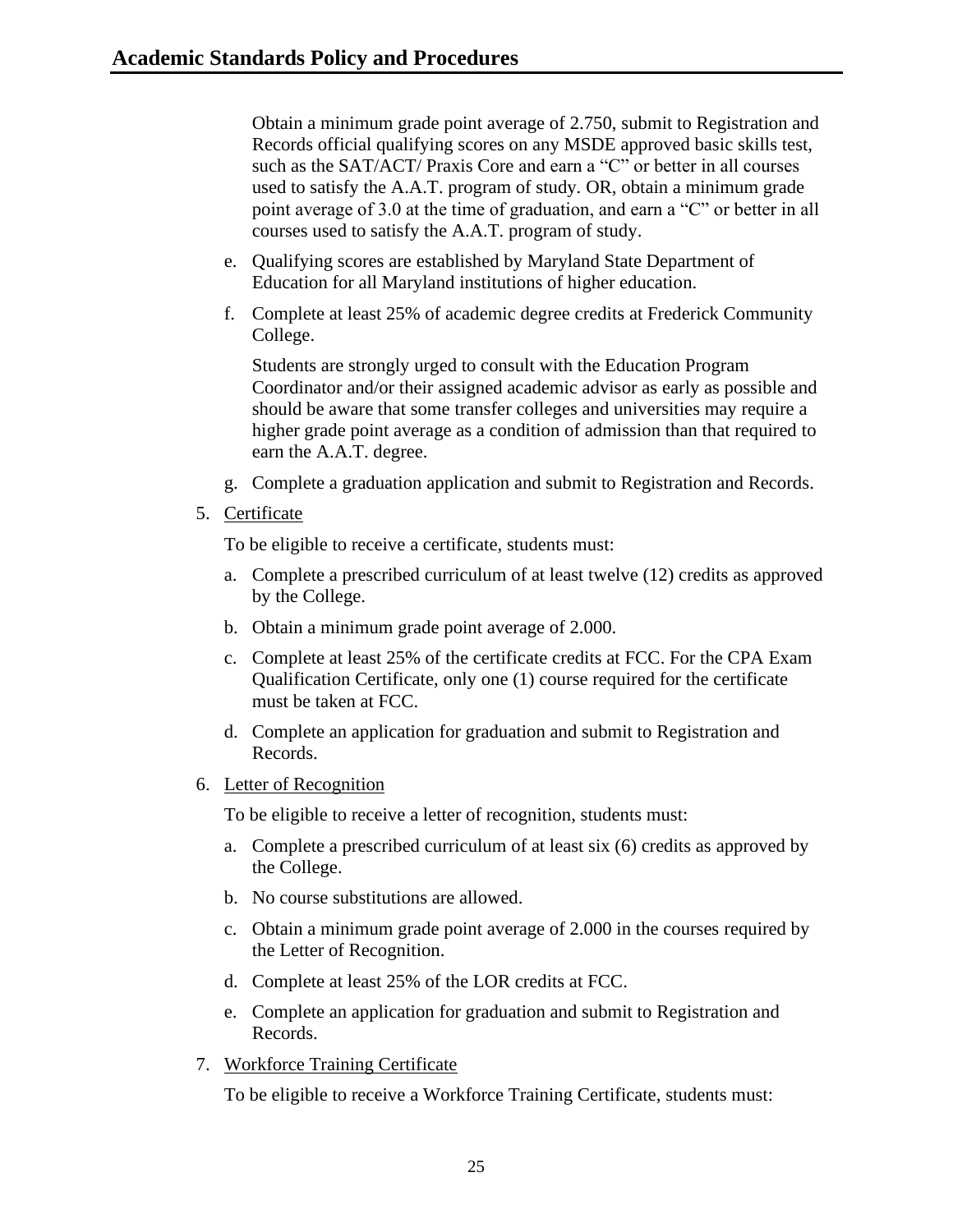Obtain a minimum grade point average of 2.750, submit to Registration and Records official qualifying scores on any MSDE approved basic skills test, such as the SAT/ACT/ Praxis Core and earn a "C" or better in all courses used to satisfy the A.A.T. program of study. OR, obtain a minimum grade point average of 3.0 at the time of graduation, and earn a "C" or better in all courses used to satisfy the A.A.T. program of study.

e. Qualifying scores are established by Maryland State Department of Education for all Maryland institutions of higher education.

f. Complete at least 25% of academic degree credits at Frederick Community College.

   Students are strongly urged to consult with the Education Program Coordinator and/or their assigned academic advisor as early as possible and should be aware that some transfer colleges and universities may require a higher grade point average as a condition of admission than that required to earn the A.A.T. degree.

g. Complete a graduation application and submit to Registration and Records.

5. Certificate

   To be eligible to receive a certificate, students must:

   a. Complete a prescribed curriculum of at least twelve (12) credits as approved by the College.
   b. Obtain a minimum grade point average of 2.000.
   c. Complete at least 25% of the certificate credits at FCC. For the CPA Exam Qualification Certificate, only one (1) course required for the certificate must be taken at FCC.
   d. Complete an application for graduation and submit to Registration and Records.

6. Letter of Recognition

   To be eligible to receive a letter of recognition, students must:

   a. Complete a prescribed curriculum of at least six (6) credits as approved by the College.
   b. No course substitutions are allowed.
   c. Obtain a minimum grade point average of 2.000 in the courses required by the Letter of Recognition.
   d. Complete at least 25% of the LOR credits at FCC.
   e. Complete an application for graduation and submit to Registration and Records.

7. Workforce Training Certificate

   To be eligible to receive a Workforce Training Certificate, students must: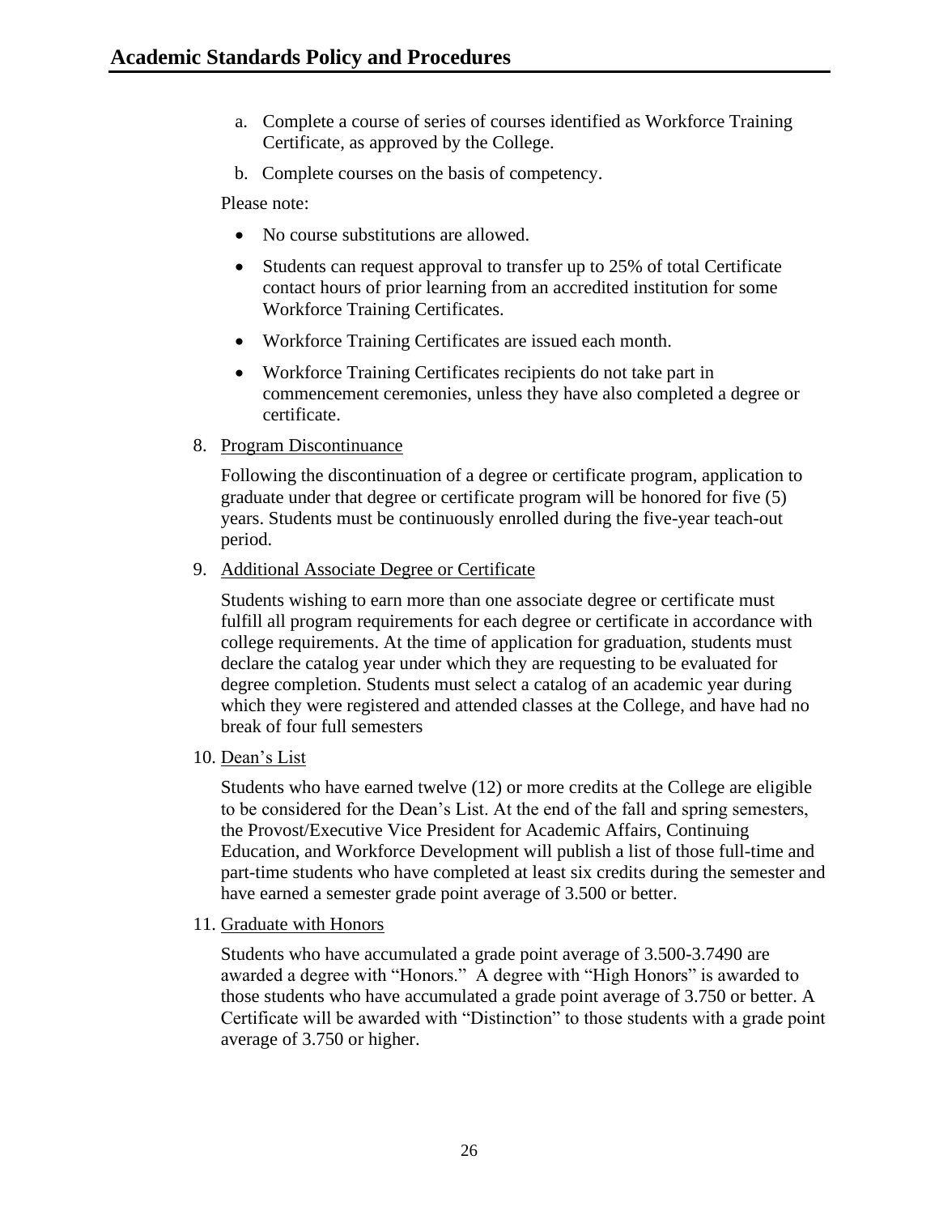a. Complete a course of series of courses identified as Workforce Training Certificate, as approved by the College.

b. Complete courses on the basis of competency.

Please note:

- No course substitutions are allowed.
- Students can request approval to transfer up to 25% of total Certificate contact hours of prior learning from an accredited institution for some Workforce Training Certificates.
- Workforce Training Certificates are issued each month.
- Workforce Training Certificates recipients do not take part in commencement ceremonies, unless they have also completed a degree or certificate.

8. Program Discontinuance

Following the discontinuation of a degree or certificate program, application to graduate under that degree or certificate program will be honored for five (5) years. Students must be continuously enrolled during the five-year teach-out period.

9. Additional Associate Degree or Certificate

Students wishing to earn more than one associate degree or certificate must fulfill all program requirements for each degree or certificate in accordance with college requirements. At the time of application for graduation, students must declare the catalog year under which they are requesting to be evaluated for degree completion. Students must select a catalog of an academic year during which they were registered and attended classes at the College, and have had no break of four full semesters

10. Dean's List

Students who have earned twelve (12) or more credits at the College are eligible to be considered for the Dean's List. At the end of the fall and spring semesters, the Provost/Executive Vice President for Academic Affairs, Continuing Education, and Workforce Development will publish a list of those full-time and part-time students who have completed at least six credits during the semester and have earned a semester grade point average of 3.500 or better.

11. Graduate with Honors

Students who have accumulated a grade point average of 3.500-3.7490 are awarded a degree with "Honors." A degree with "High Honors" is awarded to those students who have accumulated a grade point average of 3.750 or better. A Certificate will be awarded with "Distinction" to those students with a grade point average of 3.750 or higher.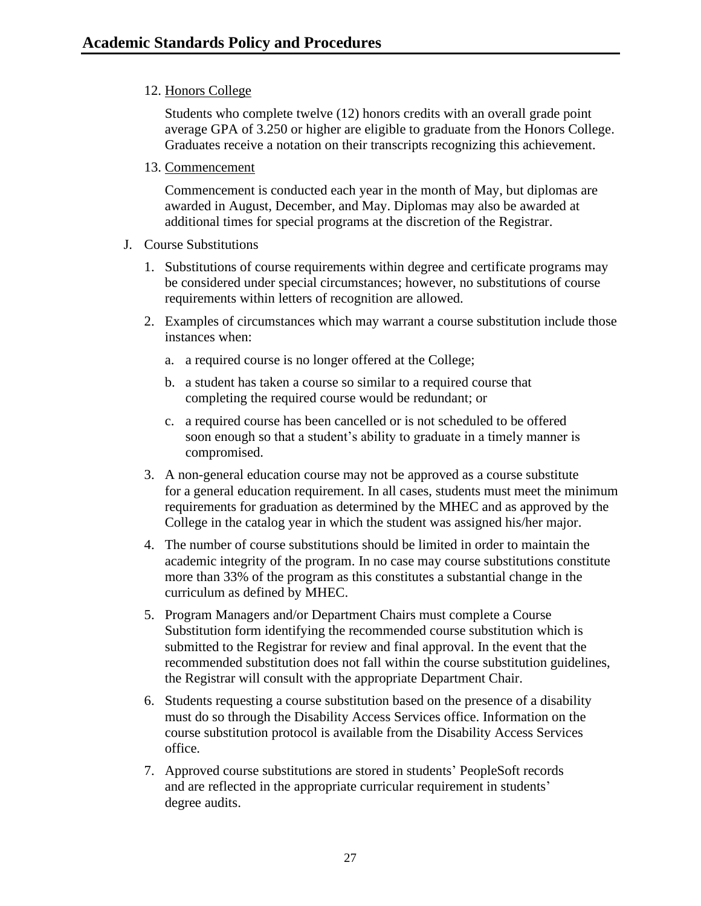12. Honors College

    Students who complete twelve (12) honors credits with an overall grade point average GPA of 3.250 or higher are eligible to graduate from the Honors College. Graduates receive a notation on their transcripts recognizing this achievement.

13. Commencement

    Commencement is conducted each year in the month of May, but diplomas are awarded in August, December, and May. Diplomas may also be awarded at additional times for special programs at the discretion of the Registrar.

J. Course Substitutions

1. Substitutions of course requirements within degree and certificate programs may be considered under special circumstances; however, no substitutions of course requirements within letters of recognition are allowed.
2. Examples of circumstances which may warrant a course substitution include those instances when:
   a. a required course is no longer offered at the College;
   b. a student has taken a course so similar to a required course that completing the required course would be redundant; or
   c. a required course has been cancelled or is not scheduled to be offered soon enough so that a student's ability to graduate in a timely manner is compromised.
3. A non-general education course may not be approved as a course substitute for a general education requirement. In all cases, students must meet the minimum requirements for graduation as determined by the MHEC and as approved by the College in the catalog year in which the student was assigned his/her major.
4. The number of course substitutions should be limited in order to maintain the academic integrity of the program. In no case may course substitutions constitute more than 33% of the program as this constitutes a substantial change in the curriculum as defined by MHEC.
5. Program Managers and/or Department Chairs must complete a Course Substitution form identifying the recommended course substitution which is submitted to the Registrar for review and final approval. In the event that the recommended substitution does not fall within the course substitution guidelines, the Registrar will consult with the appropriate Department Chair.
6. Students requesting a course substitution based on the presence of a disability must do so through the Disability Access Services office. Information on the course substitution protocol is available from the Disability Access Services office.
7. Approved course substitutions are stored in students' PeopleSoft records and are reflected in the appropriate curricular requirement in students' degree audits.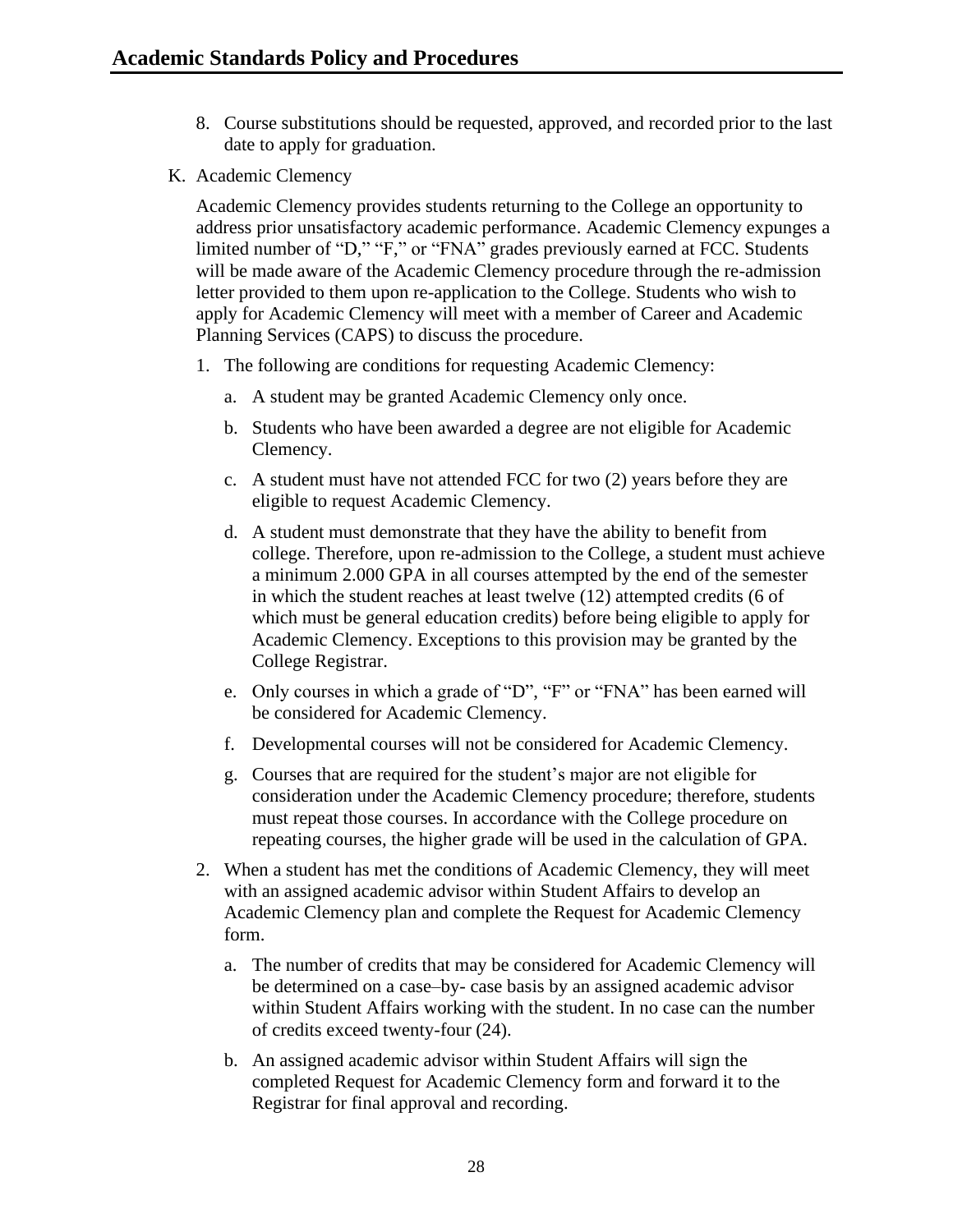8. Course substitutions should be requested, approved, and recorded prior to the last date to apply for graduation.

K. Academic Clemency

Academic Clemency provides students returning to the College an opportunity to address prior unsatisfactory academic performance. Academic Clemency expunges a limited number of "D," "F," or "FNA" grades previously earned at FCC. Students will be made aware of the Academic Clemency procedure through the re-admission letter provided to them upon re-application to the College. Students who wish to apply for Academic Clemency will meet with a member of Career and Academic Planning Services (CAPS) to discuss the procedure.

1. The following are conditions for requesting Academic Clemency:
   a. A student may be granted Academic Clemency only once.
   b. Students who have been awarded a degree are not eligible for Academic Clemency.
   c. A student must have not attended FCC for two (2) years before they are eligible to request Academic Clemency.
   d. A student must demonstrate that they have the ability to benefit from college. Therefore, upon re-admission to the College, a student must achieve a minimum 2.000 GPA in all courses attempted by the end of the semester in which the student reaches at least twelve (12) attempted credits (6 of which must be general education credits) before being eligible to apply for Academic Clemency. Exceptions to this provision may be granted by the College Registrar.
   e. Only courses in which a grade of "D", "F" or "FNA" has been earned will be considered for Academic Clemency.
   f. Developmental courses will not be considered for Academic Clemency.
   g. Courses that are required for the student's major are not eligible for consideration under the Academic Clemency procedure; therefore, students must repeat those courses. In accordance with the College procedure on repeating courses, the higher grade will be used in the calculation of GPA.
2. When a student has met the conditions of Academic Clemency, they will meet with an assigned academic advisor within Student Affairs to develop an Academic Clemency plan and complete the Request for Academic Clemency form.
   a. The number of credits that may be considered for Academic Clemency will be determined on a case–by- case basis by an assigned academic advisor within Student Affairs working with the student. In no case can the number of credits exceed twenty-four (24).
   b. An assigned academic advisor within Student Affairs will sign the completed Request for Academic Clemency form and forward it to the Registrar for final approval and recording.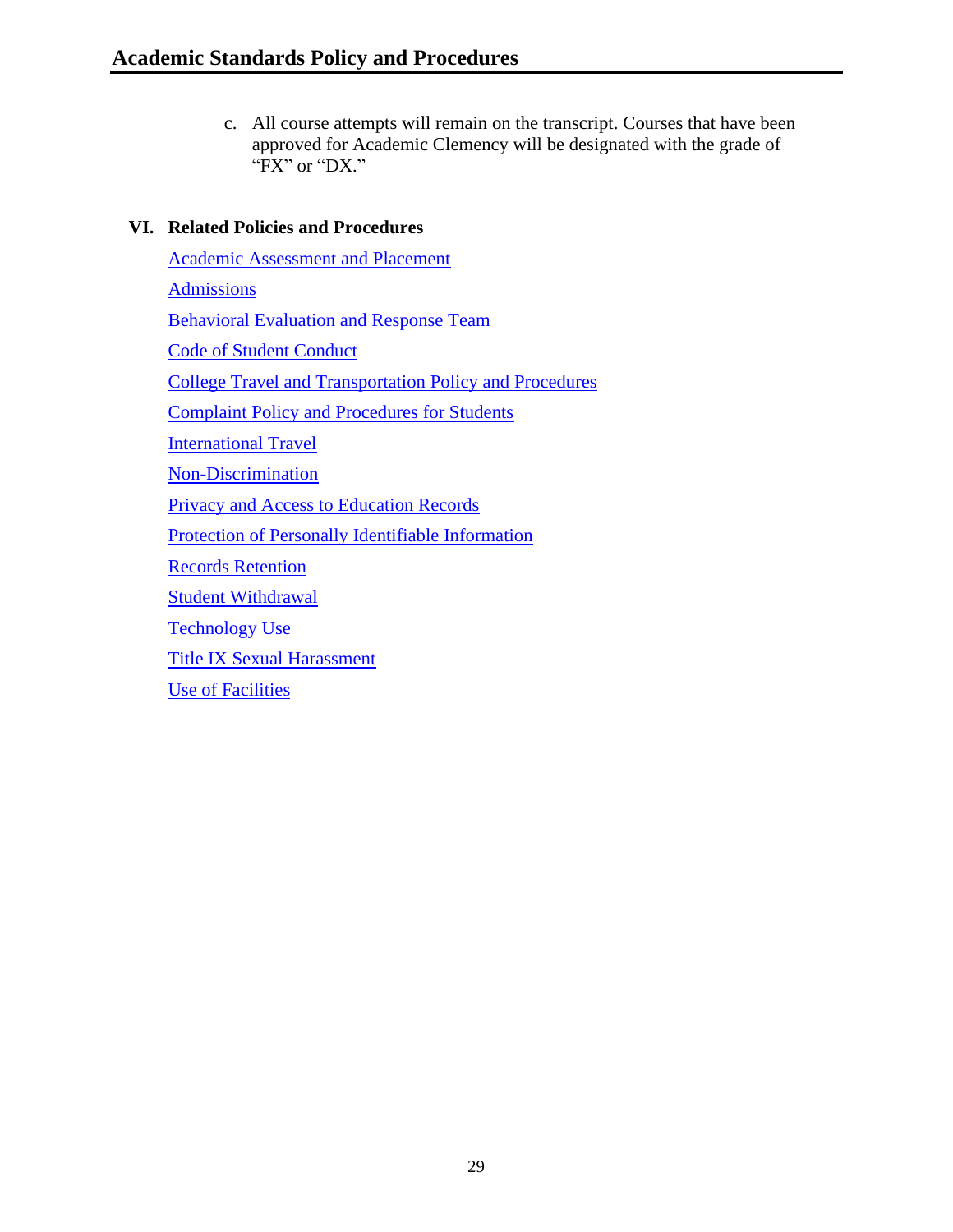c. All course attempts will remain on the transcript. Courses that have been approved for Academic Clemency will be designated with the grade of "FX" or "DX."

## VI. Related Policies and Procedures

Academic Assessment and Placement

Admissions

Behavioral Evaluation and Response Team

Code of Student Conduct

College Travel and Transportation Policy and Procedures

Complaint Policy and Procedures for Students

International Travel

Non-Discrimination

Privacy and Access to Education Records

Protection of Personally Identifiable Information

Records Retention

Student Withdrawal

Technology Use

Title IX Sexual Harassment

Use of Facilities